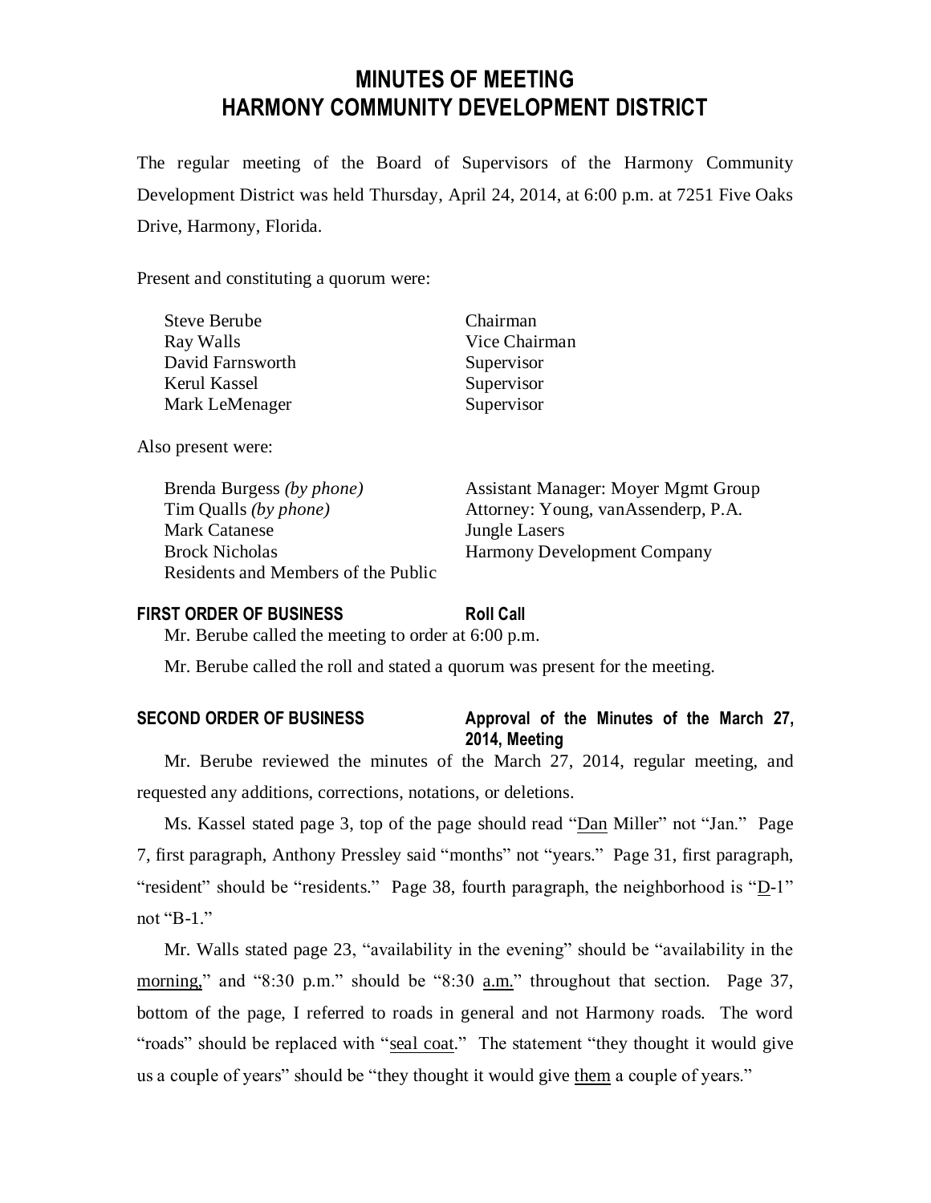# MINUTES OF MEETING
# HARMONY COMMUNITY DEVELOPMENT DISTRICT

The regular meeting of the Board of Supervisors of the Harmony Community Development District was held Thursday, April 24, 2014, at 6:00 p.m. at 7251 Five Oaks Drive, Harmony, Florida.

Present and constituting a quorum were:

| | |
|---|---|
| Steve Berube | Chairman |
| Ray Walls | Vice Chairman |
| David Farnsworth | Supervisor |
| Kerul Kassel | Supervisor |
| Mark LeMenager | Supervisor |

Also present were:

| | |
|---|---|
| Brenda Burgess *(by phone)* | Assistant Manager: Moyer Mgmt Group |
| Tim Qualls *(by phone)* | Attorney: Young, vanAssenderp, P.A. |
| Mark Catanese | Jungle Lasers |
| Brock Nicholas | Harmony Development Company |
| Residents and Members of the Public | |

**FIRST ORDER OF BUSINESS** **Roll Call**

Mr. Berube called the meeting to order at 6:00 p.m.

Mr. Berube called the roll and stated a quorum was present for the meeting.

**SECOND ORDER OF BUSINESS** **Approval of the Minutes of the March 27, 2014, Meeting**

Mr. Berube reviewed the minutes of the March 27, 2014, regular meeting, and requested any additions, corrections, notations, or deletions.

Ms. Kassel stated page 3, top of the page should read "Dan Miller" not "Jan." Page 7, first paragraph, Anthony Pressley said "months" not "years." Page 31, first paragraph, "resident" should be "residents." Page 38, fourth paragraph, the neighborhood is "D-1" not "B-1."

Mr. Walls stated page 23, "availability in the evening" should be "availability in the morning," and "8:30 p.m." should be "8:30 a.m." throughout that section. Page 37, bottom of the page, I referred to roads in general and not Harmony roads. The word "roads" should be replaced with "seal coat." The statement "they thought it would give us a couple of years" should be "they thought it would give them a couple of years."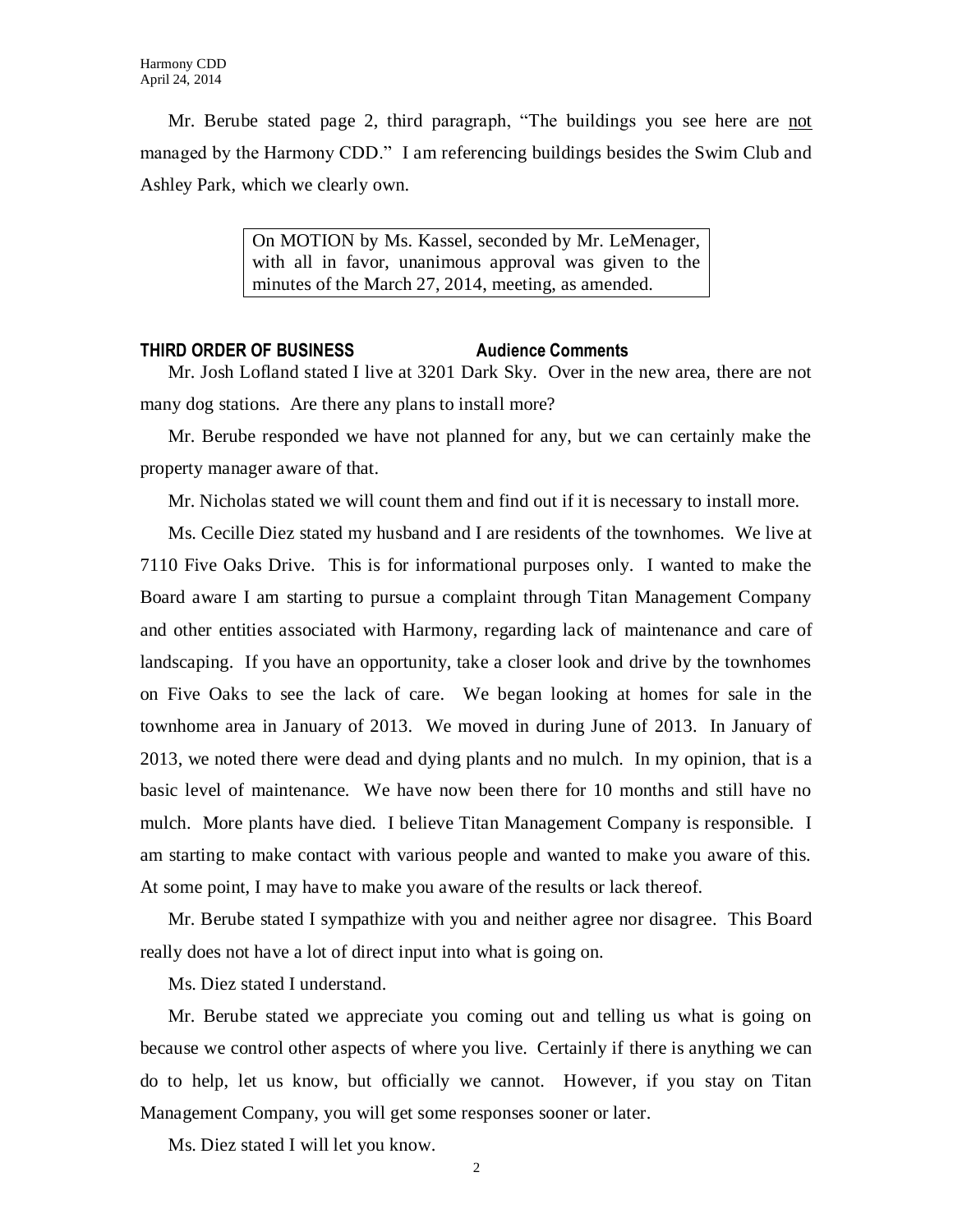Mr. Berube stated page 2, third paragraph, "The buildings you see here are <u>not</u> managed by the Harmony CDD." I am referencing buildings besides the Swim Club and Ashley Park, which we clearly own.

> On MOTION by Ms. Kassel, seconded by Mr. LeMenager, with all in favor, unanimous approval was given to the minutes of the March 27, 2014, meeting, as amended.

**THIRD ORDER OF BUSINESS** **Audience Comments**

Mr. Josh Lofland stated I live at 3201 Dark Sky. Over in the new area, there are not many dog stations. Are there any plans to install more?

Mr. Berube responded we have not planned for any, but we can certainly make the property manager aware of that.

Mr. Nicholas stated we will count them and find out if it is necessary to install more.

Ms. Cecille Diez stated my husband and I are residents of the townhomes. We live at 7110 Five Oaks Drive. This is for informational purposes only. I wanted to make the Board aware I am starting to pursue a complaint through Titan Management Company and other entities associated with Harmony, regarding lack of maintenance and care of landscaping. If you have an opportunity, take a closer look and drive by the townhomes on Five Oaks to see the lack of care. We began looking at homes for sale in the townhome area in January of 2013. We moved in during June of 2013. In January of 2013, we noted there were dead and dying plants and no mulch. In my opinion, that is a basic level of maintenance. We have now been there for 10 months and still have no mulch. More plants have died. I believe Titan Management Company is responsible. I am starting to make contact with various people and wanted to make you aware of this. At some point, I may have to make you aware of the results or lack thereof.

Mr. Berube stated I sympathize with you and neither agree nor disagree. This Board really does not have a lot of direct input into what is going on.

Ms. Diez stated I understand.

Mr. Berube stated we appreciate you coming out and telling us what is going on because we control other aspects of where you live. Certainly if there is anything we can do to help, let us know, but officially we cannot. However, if you stay on Titan Management Company, you will get some responses sooner or later.

Ms. Diez stated I will let you know.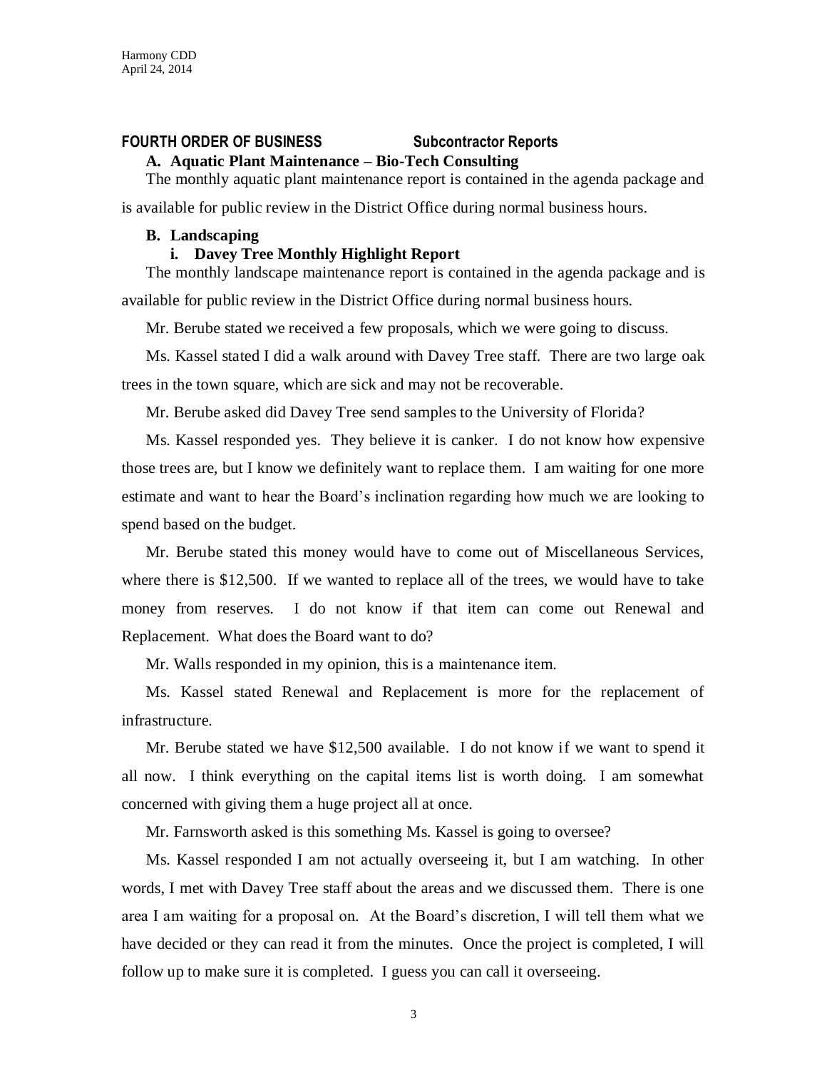## FOURTH ORDER OF BUSINESS Subcontractor Reports

### A. Aquatic Plant Maintenance – Bio-Tech Consulting

The monthly aquatic plant maintenance report is contained in the agenda package and is available for public review in the District Office during normal business hours.

### B. Landscaping

#### i. Davey Tree Monthly Highlight Report

The monthly landscape maintenance report is contained in the agenda package and is available for public review in the District Office during normal business hours.

Mr. Berube stated we received a few proposals, which we were going to discuss.

Ms. Kassel stated I did a walk around with Davey Tree staff. There are two large oak trees in the town square, which are sick and may not be recoverable.

Mr. Berube asked did Davey Tree send samples to the University of Florida?

Ms. Kassel responded yes. They believe it is canker. I do not know how expensive those trees are, but I know we definitely want to replace them. I am waiting for one more estimate and want to hear the Board's inclination regarding how much we are looking to spend based on the budget.

Mr. Berube stated this money would have to come out of Miscellaneous Services, where there is $12,500. If we wanted to replace all of the trees, we would have to take money from reserves. I do not know if that item can come out Renewal and Replacement. What does the Board want to do?

Mr. Walls responded in my opinion, this is a maintenance item.

Ms. Kassel stated Renewal and Replacement is more for the replacement of infrastructure.

Mr. Berube stated we have $12,500 available. I do not know if we want to spend it all now. I think everything on the capital items list is worth doing. I am somewhat concerned with giving them a huge project all at once.

Mr. Farnsworth asked is this something Ms. Kassel is going to oversee?

Ms. Kassel responded I am not actually overseeing it, but I am watching. In other words, I met with Davey Tree staff about the areas and we discussed them. There is one area I am waiting for a proposal on. At the Board's discretion, I will tell them what we have decided or they can read it from the minutes. Once the project is completed, I will follow up to make sure it is completed. I guess you can call it overseeing.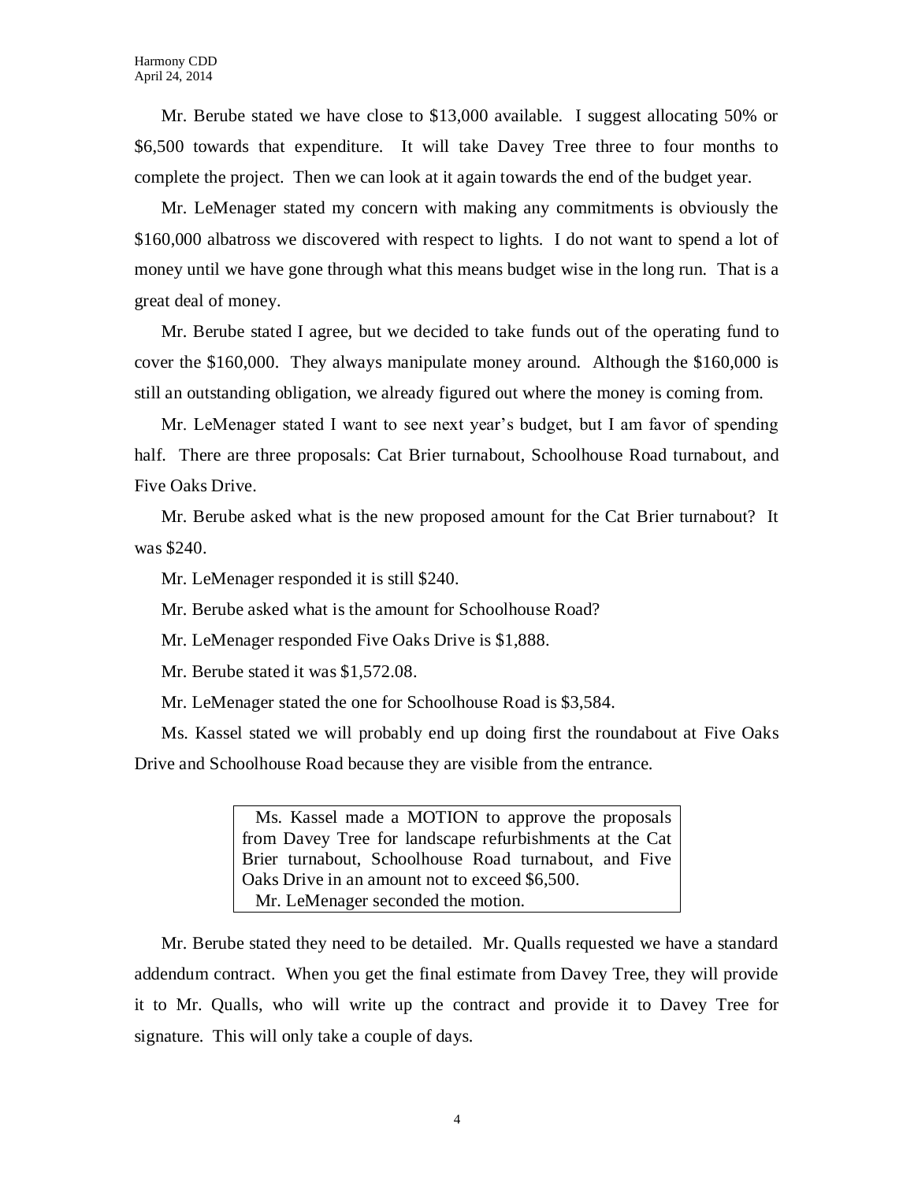Mr. Berube stated we have close to $13,000 available. I suggest allocating 50% or $6,500 towards that expenditure. It will take Davey Tree three to four months to complete the project. Then we can look at it again towards the end of the budget year.

Mr. LeMenager stated my concern with making any commitments is obviously the $160,000 albatross we discovered with respect to lights. I do not want to spend a lot of money until we have gone through what this means budget wise in the long run. That is a great deal of money.

Mr. Berube stated I agree, but we decided to take funds out of the operating fund to cover the $160,000. They always manipulate money around. Although the $160,000 is still an outstanding obligation, we already figured out where the money is coming from.

Mr. LeMenager stated I want to see next year's budget, but I am favor of spending half. There are three proposals: Cat Brier turnabout, Schoolhouse Road turnabout, and Five Oaks Drive.

Mr. Berube asked what is the new proposed amount for the Cat Brier turnabout? It was $240.

Mr. LeMenager responded it is still $240.

Mr. Berube asked what is the amount for Schoolhouse Road?

Mr. LeMenager responded Five Oaks Drive is $1,888.

Mr. Berube stated it was $1,572.08.

Mr. LeMenager stated the one for Schoolhouse Road is $3,584.

Ms. Kassel stated we will probably end up doing first the roundabout at Five Oaks Drive and Schoolhouse Road because they are visible from the entrance.

> Ms. Kassel made a MOTION to approve the proposals from Davey Tree for landscape refurbishments at the Cat Brier turnabout, Schoolhouse Road turnabout, and Five Oaks Drive in an amount not to exceed $6,500.
> Mr. LeMenager seconded the motion.

Mr. Berube stated they need to be detailed. Mr. Qualls requested we have a standard addendum contract. When you get the final estimate from Davey Tree, they will provide it to Mr. Qualls, who will write up the contract and provide it to Davey Tree for signature. This will only take a couple of days.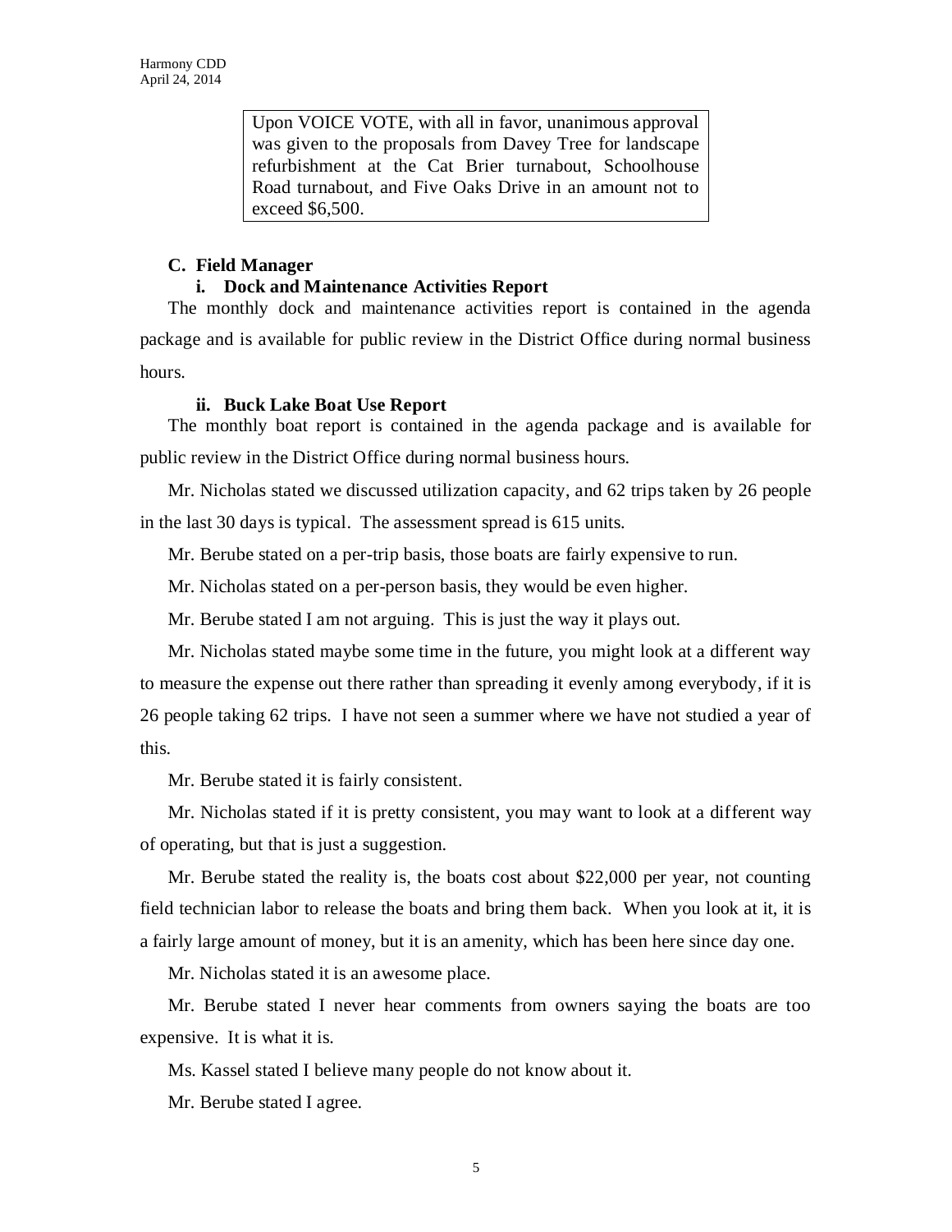Upon VOICE VOTE, with all in favor, unanimous approval was given to the proposals from Davey Tree for landscape refurbishment at the Cat Brier turnabout, Schoolhouse Road turnabout, and Five Oaks Drive in an amount not to exceed $6,500.

### C. Field Manager

#### i. Dock and Maintenance Activities Report

The monthly dock and maintenance activities report is contained in the agenda package and is available for public review in the District Office during normal business hours.

#### ii. Buck Lake Boat Use Report

The monthly boat report is contained in the agenda package and is available for public review in the District Office during normal business hours.

Mr. Nicholas stated we discussed utilization capacity, and 62 trips taken by 26 people in the last 30 days is typical. The assessment spread is 615 units.

Mr. Berube stated on a per-trip basis, those boats are fairly expensive to run.

Mr. Nicholas stated on a per-person basis, they would be even higher.

Mr. Berube stated I am not arguing. This is just the way it plays out.

Mr. Nicholas stated maybe some time in the future, you might look at a different way to measure the expense out there rather than spreading it evenly among everybody, if it is 26 people taking 62 trips. I have not seen a summer where we have not studied a year of this.

Mr. Berube stated it is fairly consistent.

Mr. Nicholas stated if it is pretty consistent, you may want to look at a different way of operating, but that is just a suggestion.

Mr. Berube stated the reality is, the boats cost about $22,000 per year, not counting field technician labor to release the boats and bring them back. When you look at it, it is a fairly large amount of money, but it is an amenity, which has been here since day one.

Mr. Nicholas stated it is an awesome place.

Mr. Berube stated I never hear comments from owners saying the boats are too expensive. It is what it is.

Ms. Kassel stated I believe many people do not know about it.

Mr. Berube stated I agree.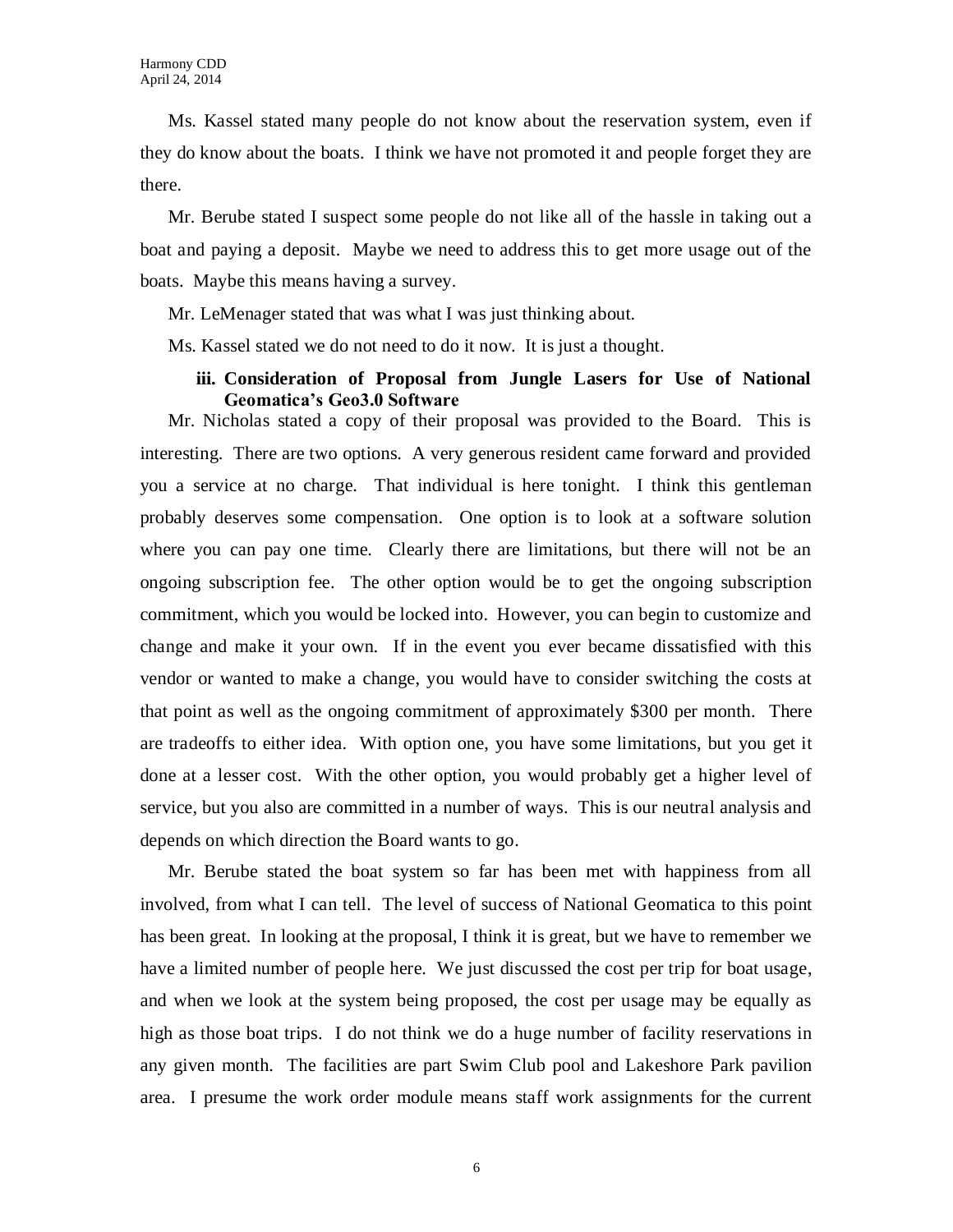Ms. Kassel stated many people do not know about the reservation system, even if they do know about the boats. I think we have not promoted it and people forget they are there.

Mr. Berube stated I suspect some people do not like all of the hassle in taking out a boat and paying a deposit. Maybe we need to address this to get more usage out of the boats. Maybe this means having a survey.

Mr. LeMenager stated that was what I was just thinking about.

Ms. Kassel stated we do not need to do it now. It is just a thought.

**iii. Consideration of Proposal from Jungle Lasers for Use of National Geomatica's Geo3.0 Software**

Mr. Nicholas stated a copy of their proposal was provided to the Board. This is interesting. There are two options. A very generous resident came forward and provided you a service at no charge. That individual is here tonight. I think this gentleman probably deserves some compensation. One option is to look at a software solution where you can pay one time. Clearly there are limitations, but there will not be an ongoing subscription fee. The other option would be to get the ongoing subscription commitment, which you would be locked into. However, you can begin to customize and change and make it your own. If in the event you ever became dissatisfied with this vendor or wanted to make a change, you would have to consider switching the costs at that point as well as the ongoing commitment of approximately $300 per month. There are tradeoffs to either idea. With option one, you have some limitations, but you get it done at a lesser cost. With the other option, you would probably get a higher level of service, but you also are committed in a number of ways. This is our neutral analysis and depends on which direction the Board wants to go.

Mr. Berube stated the boat system so far has been met with happiness from all involved, from what I can tell. The level of success of National Geomatica to this point has been great. In looking at the proposal, I think it is great, but we have to remember we have a limited number of people here. We just discussed the cost per trip for boat usage, and when we look at the system being proposed, the cost per usage may be equally as high as those boat trips. I do not think we do a huge number of facility reservations in any given month. The facilities are part Swim Club pool and Lakeshore Park pavilion area. I presume the work order module means staff work assignments for the current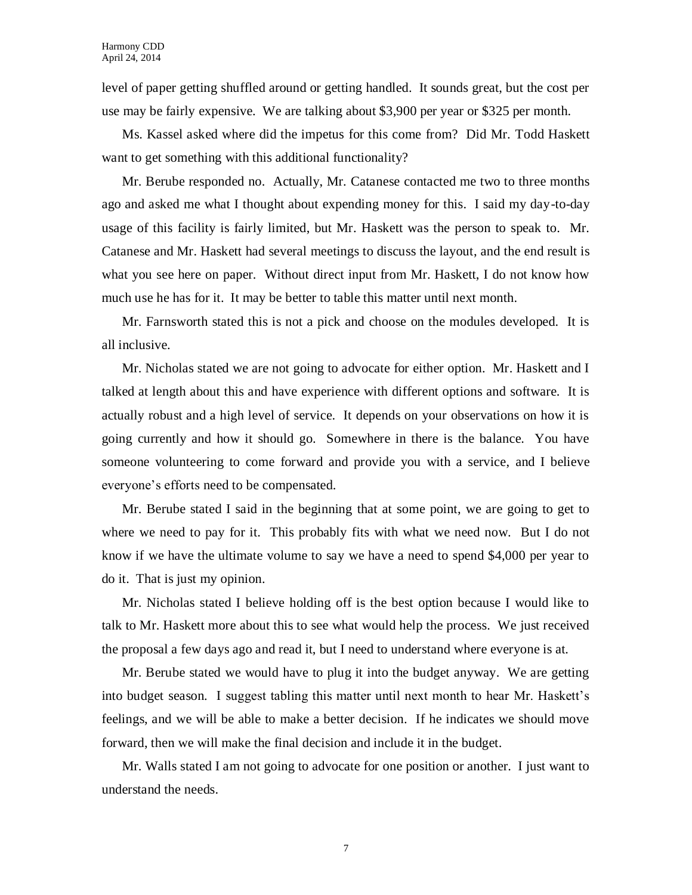level of paper getting shuffled around or getting handled. It sounds great, but the cost per use may be fairly expensive. We are talking about $3,900 per year or $325 per month.

Ms. Kassel asked where did the impetus for this come from? Did Mr. Todd Haskett want to get something with this additional functionality?

Mr. Berube responded no. Actually, Mr. Catanese contacted me two to three months ago and asked me what I thought about expending money for this. I said my day-to-day usage of this facility is fairly limited, but Mr. Haskett was the person to speak to. Mr. Catanese and Mr. Haskett had several meetings to discuss the layout, and the end result is what you see here on paper. Without direct input from Mr. Haskett, I do not know how much use he has for it. It may be better to table this matter until next month.

Mr. Farnsworth stated this is not a pick and choose on the modules developed. It is all inclusive.

Mr. Nicholas stated we are not going to advocate for either option. Mr. Haskett and I talked at length about this and have experience with different options and software. It is actually robust and a high level of service. It depends on your observations on how it is going currently and how it should go. Somewhere in there is the balance. You have someone volunteering to come forward and provide you with a service, and I believe everyone's efforts need to be compensated.

Mr. Berube stated I said in the beginning that at some point, we are going to get to where we need to pay for it. This probably fits with what we need now. But I do not know if we have the ultimate volume to say we have a need to spend $4,000 per year to do it. That is just my opinion.

Mr. Nicholas stated I believe holding off is the best option because I would like to talk to Mr. Haskett more about this to see what would help the process. We just received the proposal a few days ago and read it, but I need to understand where everyone is at.

Mr. Berube stated we would have to plug it into the budget anyway. We are getting into budget season. I suggest tabling this matter until next month to hear Mr. Haskett's feelings, and we will be able to make a better decision. If he indicates we should move forward, then we will make the final decision and include it in the budget.

Mr. Walls stated I am not going to advocate for one position or another. I just want to understand the needs.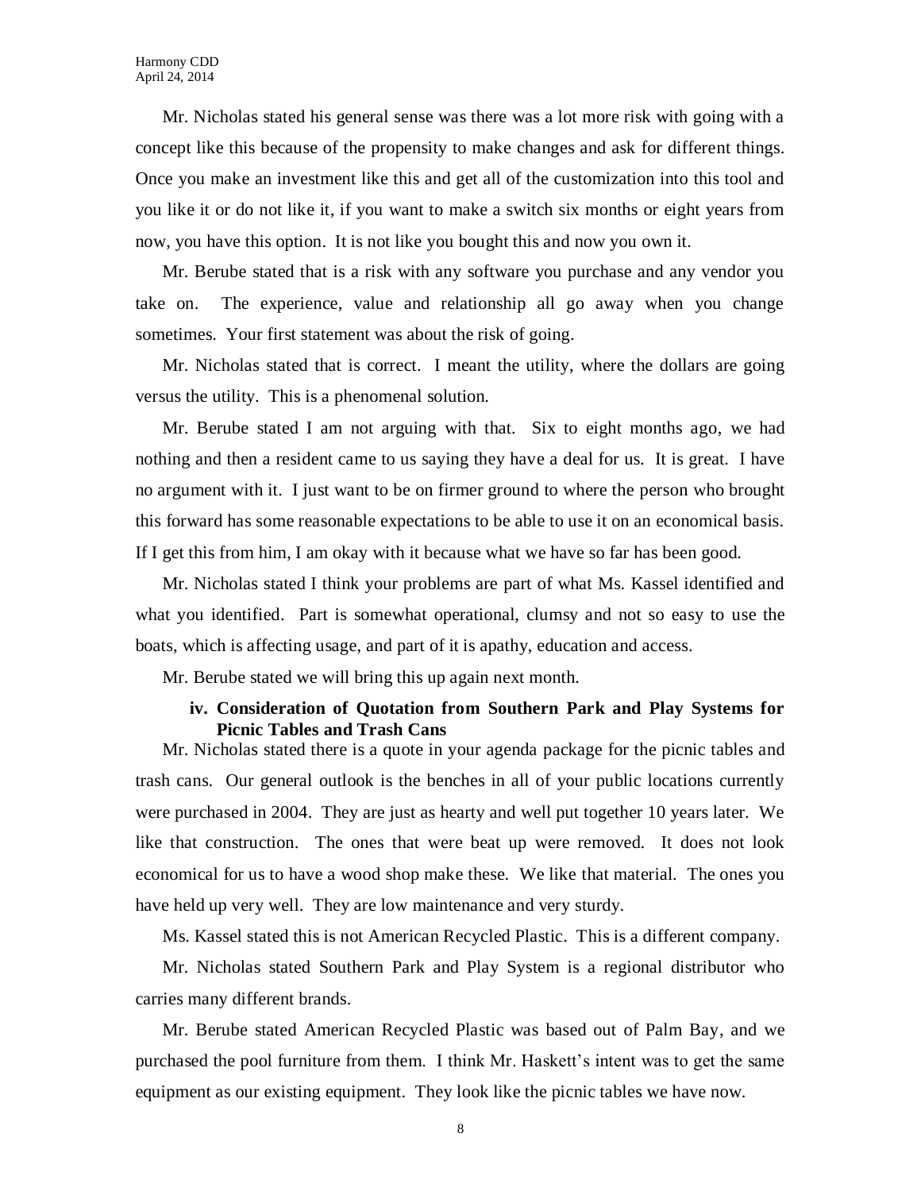Mr. Nicholas stated his general sense was there was a lot more risk with going with a concept like this because of the propensity to make changes and ask for different things. Once you make an investment like this and get all of the customization into this tool and you like it or do not like it, if you want to make a switch six months or eight years from now, you have this option. It is not like you bought this and now you own it.

Mr. Berube stated that is a risk with any software you purchase and any vendor you take on. The experience, value and relationship all go away when you change sometimes. Your first statement was about the risk of going.

Mr. Nicholas stated that is correct. I meant the utility, where the dollars are going versus the utility. This is a phenomenal solution.

Mr. Berube stated I am not arguing with that. Six to eight months ago, we had nothing and then a resident came to us saying they have a deal for us. It is great. I have no argument with it. I just want to be on firmer ground to where the person who brought this forward has some reasonable expectations to be able to use it on an economical basis. If I get this from him, I am okay with it because what we have so far has been good.

Mr. Nicholas stated I think your problems are part of what Ms. Kassel identified and what you identified. Part is somewhat operational, clumsy and not so easy to use the boats, which is affecting usage, and part of it is apathy, education and access.

Mr. Berube stated we will bring this up again next month.

**iv. Consideration of Quotation from Southern Park and Play Systems for Picnic Tables and Trash Cans**

Mr. Nicholas stated there is a quote in your agenda package for the picnic tables and trash cans. Our general outlook is the benches in all of your public locations currently were purchased in 2004. They are just as hearty and well put together 10 years later. We like that construction. The ones that were beat up were removed. It does not look economical for us to have a wood shop make these. We like that material. The ones you have held up very well. They are low maintenance and very sturdy.

Ms. Kassel stated this is not American Recycled Plastic. This is a different company.

Mr. Nicholas stated Southern Park and Play System is a regional distributor who carries many different brands.

Mr. Berube stated American Recycled Plastic was based out of Palm Bay, and we purchased the pool furniture from them. I think Mr. Haskett's intent was to get the same equipment as our existing equipment. They look like the picnic tables we have now.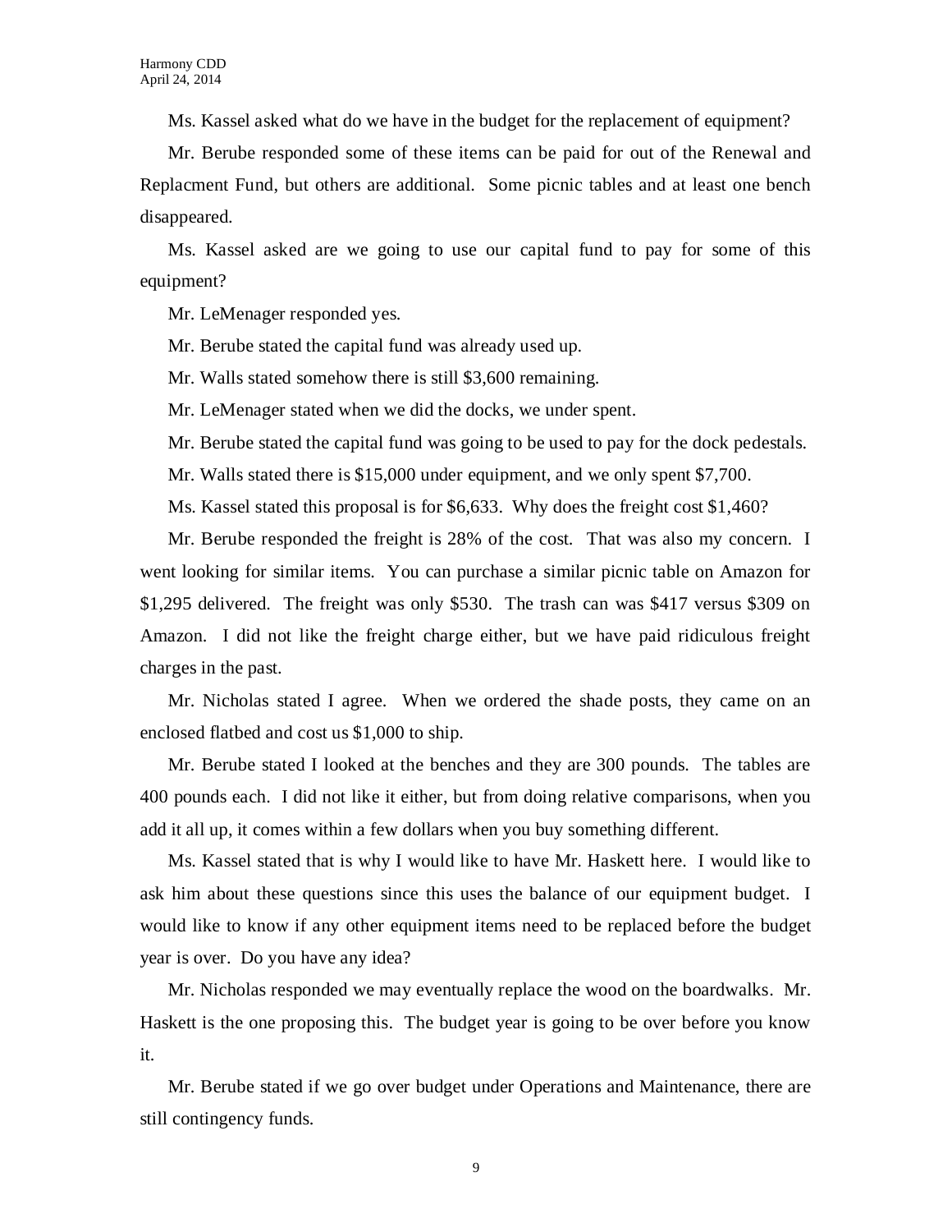Ms. Kassel asked what do we have in the budget for the replacement of equipment?

Mr. Berube responded some of these items can be paid for out of the Renewal and Replacment Fund, but others are additional. Some picnic tables and at least one bench disappeared.

Ms. Kassel asked are we going to use our capital fund to pay for some of this equipment?

Mr. LeMenager responded yes.

Mr. Berube stated the capital fund was already used up.

Mr. Walls stated somehow there is still $3,600 remaining.

Mr. LeMenager stated when we did the docks, we under spent.

Mr. Berube stated the capital fund was going to be used to pay for the dock pedestals.

Mr. Walls stated there is $15,000 under equipment, and we only spent $7,700.

Ms. Kassel stated this proposal is for $6,633. Why does the freight cost $1,460?

Mr. Berube responded the freight is 28% of the cost. That was also my concern. I went looking for similar items. You can purchase a similar picnic table on Amazon for $1,295 delivered. The freight was only $530. The trash can was $417 versus $309 on Amazon. I did not like the freight charge either, but we have paid ridiculous freight charges in the past.

Mr. Nicholas stated I agree. When we ordered the shade posts, they came on an enclosed flatbed and cost us $1,000 to ship.

Mr. Berube stated I looked at the benches and they are 300 pounds. The tables are 400 pounds each. I did not like it either, but from doing relative comparisons, when you add it all up, it comes within a few dollars when you buy something different.

Ms. Kassel stated that is why I would like to have Mr. Haskett here. I would like to ask him about these questions since this uses the balance of our equipment budget. I would like to know if any other equipment items need to be replaced before the budget year is over. Do you have any idea?

Mr. Nicholas responded we may eventually replace the wood on the boardwalks. Mr. Haskett is the one proposing this. The budget year is going to be over before you know it.

Mr. Berube stated if we go over budget under Operations and Maintenance, there are still contingency funds.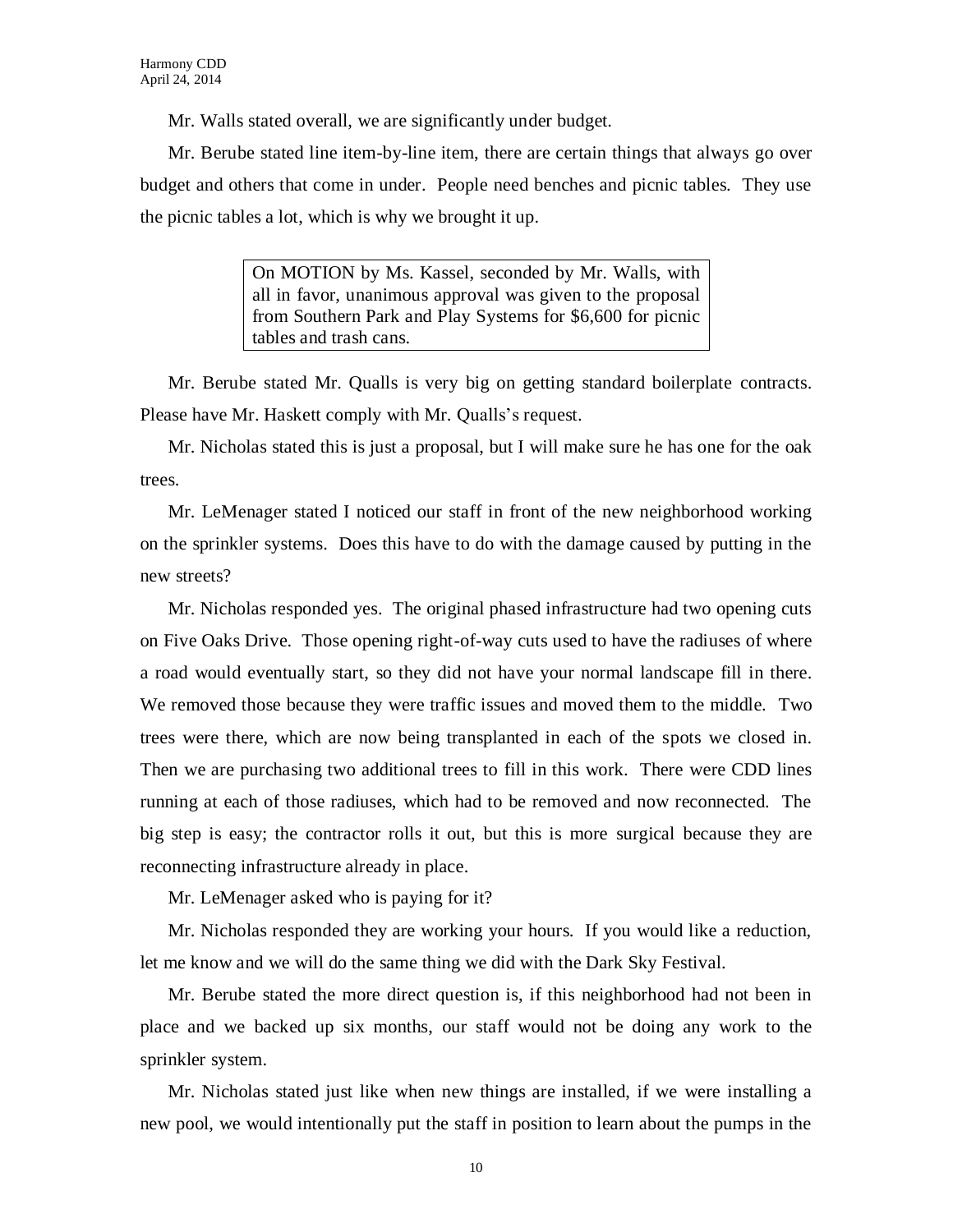Mr. Walls stated overall, we are significantly under budget.

Mr. Berube stated line item-by-line item, there are certain things that always go over budget and others that come in under. People need benches and picnic tables. They use the picnic tables a lot, which is why we brought it up.

> On MOTION by Ms. Kassel, seconded by Mr. Walls, with all in favor, unanimous approval was given to the proposal from Southern Park and Play Systems for $6,600 for picnic tables and trash cans.

Mr. Berube stated Mr. Qualls is very big on getting standard boilerplate contracts. Please have Mr. Haskett comply with Mr. Qualls's request.

Mr. Nicholas stated this is just a proposal, but I will make sure he has one for the oak trees.

Mr. LeMenager stated I noticed our staff in front of the new neighborhood working on the sprinkler systems. Does this have to do with the damage caused by putting in the new streets?

Mr. Nicholas responded yes. The original phased infrastructure had two opening cuts on Five Oaks Drive. Those opening right-of-way cuts used to have the radiuses of where a road would eventually start, so they did not have your normal landscape fill in there. We removed those because they were traffic issues and moved them to the middle. Two trees were there, which are now being transplanted in each of the spots we closed in. Then we are purchasing two additional trees to fill in this work. There were CDD lines running at each of those radiuses, which had to be removed and now reconnected. The big step is easy; the contractor rolls it out, but this is more surgical because they are reconnecting infrastructure already in place.

Mr. LeMenager asked who is paying for it?

Mr. Nicholas responded they are working your hours. If you would like a reduction, let me know and we will do the same thing we did with the Dark Sky Festival.

Mr. Berube stated the more direct question is, if this neighborhood had not been in place and we backed up six months, our staff would not be doing any work to the sprinkler system.

Mr. Nicholas stated just like when new things are installed, if we were installing a new pool, we would intentionally put the staff in position to learn about the pumps in the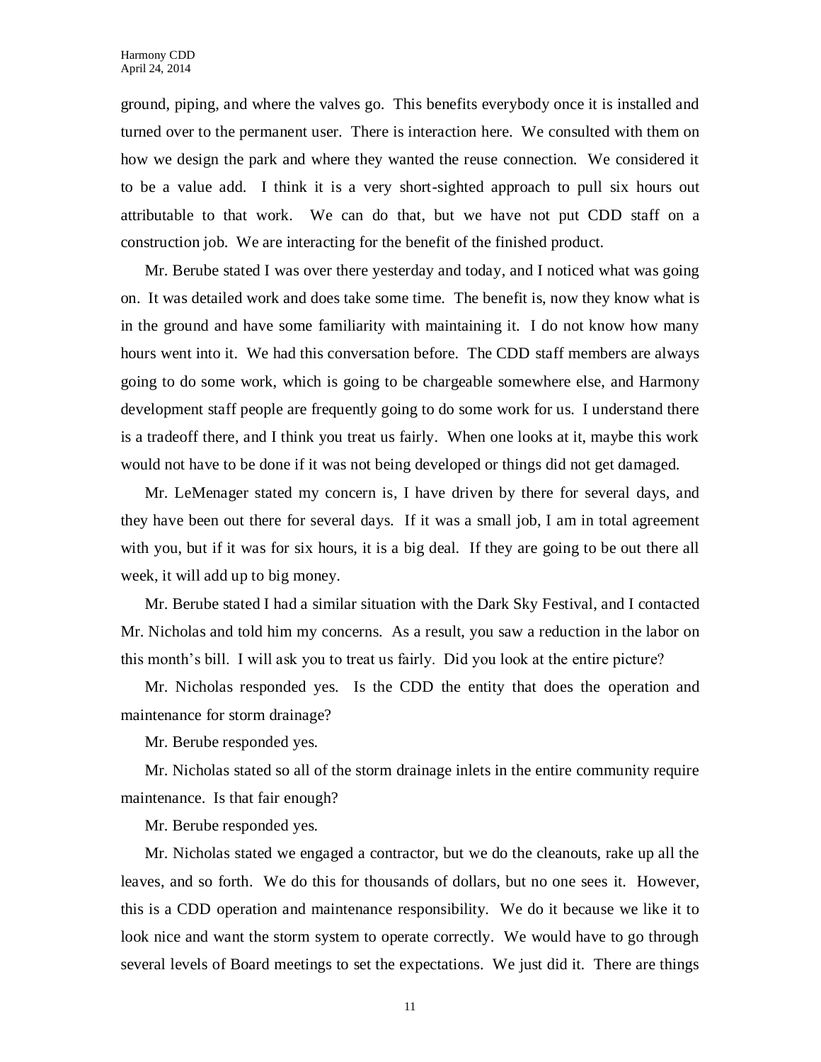ground, piping, and where the valves go. This benefits everybody once it is installed and turned over to the permanent user. There is interaction here. We consulted with them on how we design the park and where they wanted the reuse connection. We considered it to be a value add. I think it is a very short-sighted approach to pull six hours out attributable to that work. We can do that, but we have not put CDD staff on a construction job. We are interacting for the benefit of the finished product.

Mr. Berube stated I was over there yesterday and today, and I noticed what was going on. It was detailed work and does take some time. The benefit is, now they know what is in the ground and have some familiarity with maintaining it. I do not know how many hours went into it. We had this conversation before. The CDD staff members are always going to do some work, which is going to be chargeable somewhere else, and Harmony development staff people are frequently going to do some work for us. I understand there is a tradeoff there, and I think you treat us fairly. When one looks at it, maybe this work would not have to be done if it was not being developed or things did not get damaged.

Mr. LeMenager stated my concern is, I have driven by there for several days, and they have been out there for several days. If it was a small job, I am in total agreement with you, but if it was for six hours, it is a big deal. If they are going to be out there all week, it will add up to big money.

Mr. Berube stated I had a similar situation with the Dark Sky Festival, and I contacted Mr. Nicholas and told him my concerns. As a result, you saw a reduction in the labor on this month's bill. I will ask you to treat us fairly. Did you look at the entire picture?

Mr. Nicholas responded yes. Is the CDD the entity that does the operation and maintenance for storm drainage?

Mr. Berube responded yes.

Mr. Nicholas stated so all of the storm drainage inlets in the entire community require maintenance. Is that fair enough?

Mr. Berube responded yes.

Mr. Nicholas stated we engaged a contractor, but we do the cleanouts, rake up all the leaves, and so forth. We do this for thousands of dollars, but no one sees it. However, this is a CDD operation and maintenance responsibility. We do it because we like it to look nice and want the storm system to operate correctly. We would have to go through several levels of Board meetings to set the expectations. We just did it. There are things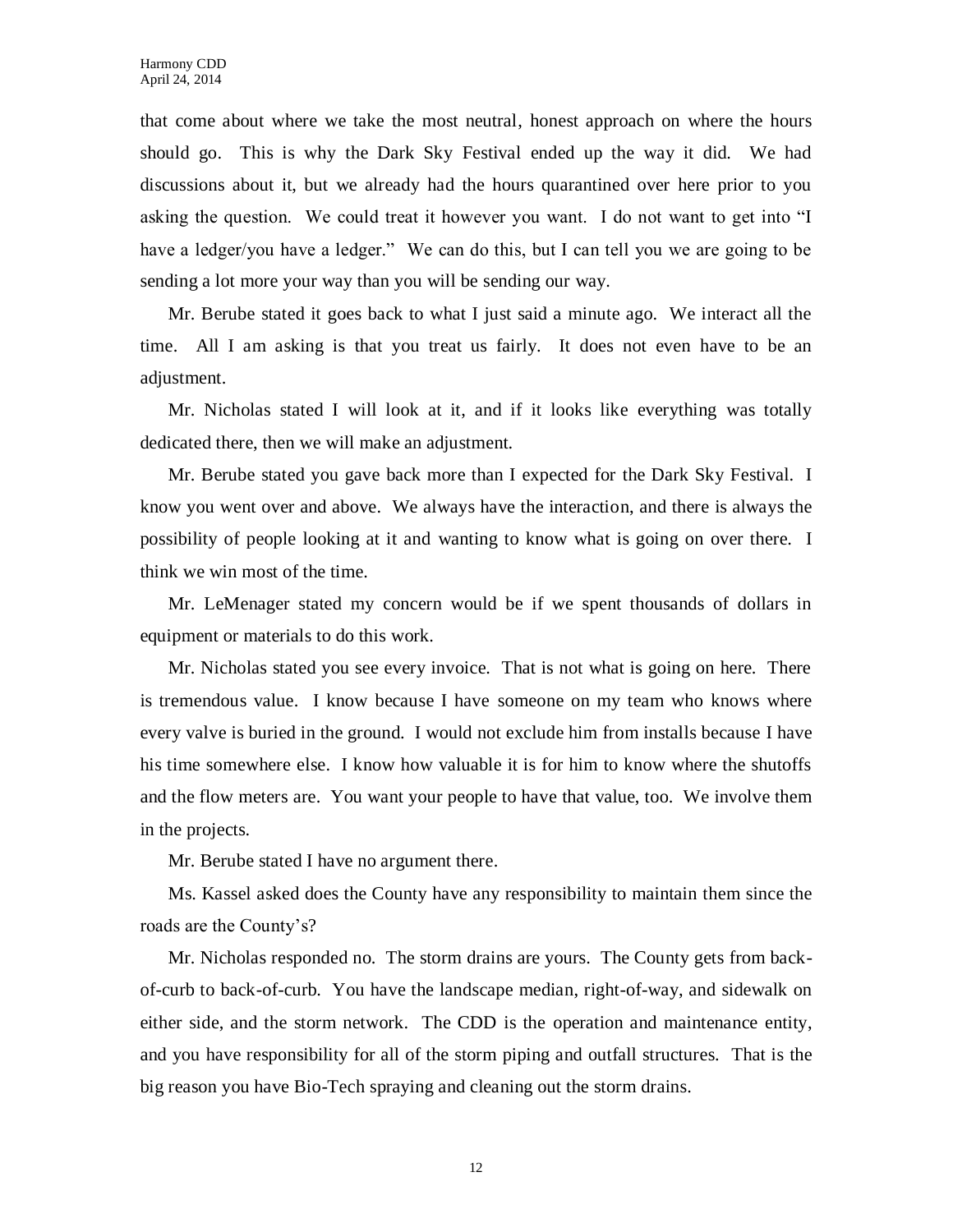that come about where we take the most neutral, honest approach on where the hours should go. This is why the Dark Sky Festival ended up the way it did. We had discussions about it, but we already had the hours quarantined over here prior to you asking the question. We could treat it however you want. I do not want to get into "I have a ledger/you have a ledger." We can do this, but I can tell you we are going to be sending a lot more your way than you will be sending our way.

Mr. Berube stated it goes back to what I just said a minute ago. We interact all the time. All I am asking is that you treat us fairly. It does not even have to be an adjustment.

Mr. Nicholas stated I will look at it, and if it looks like everything was totally dedicated there, then we will make an adjustment.

Mr. Berube stated you gave back more than I expected for the Dark Sky Festival. I know you went over and above. We always have the interaction, and there is always the possibility of people looking at it and wanting to know what is going on over there. I think we win most of the time.

Mr. LeMenager stated my concern would be if we spent thousands of dollars in equipment or materials to do this work.

Mr. Nicholas stated you see every invoice. That is not what is going on here. There is tremendous value. I know because I have someone on my team who knows where every valve is buried in the ground. I would not exclude him from installs because I have his time somewhere else. I know how valuable it is for him to know where the shutoffs and the flow meters are. You want your people to have that value, too. We involve them in the projects.

Mr. Berube stated I have no argument there.

Ms. Kassel asked does the County have any responsibility to maintain them since the roads are the County's?

Mr. Nicholas responded no. The storm drains are yours. The County gets from back-of-curb to back-of-curb. You have the landscape median, right-of-way, and sidewalk on either side, and the storm network. The CDD is the operation and maintenance entity, and you have responsibility for all of the storm piping and outfall structures. That is the big reason you have Bio-Tech spraying and cleaning out the storm drains.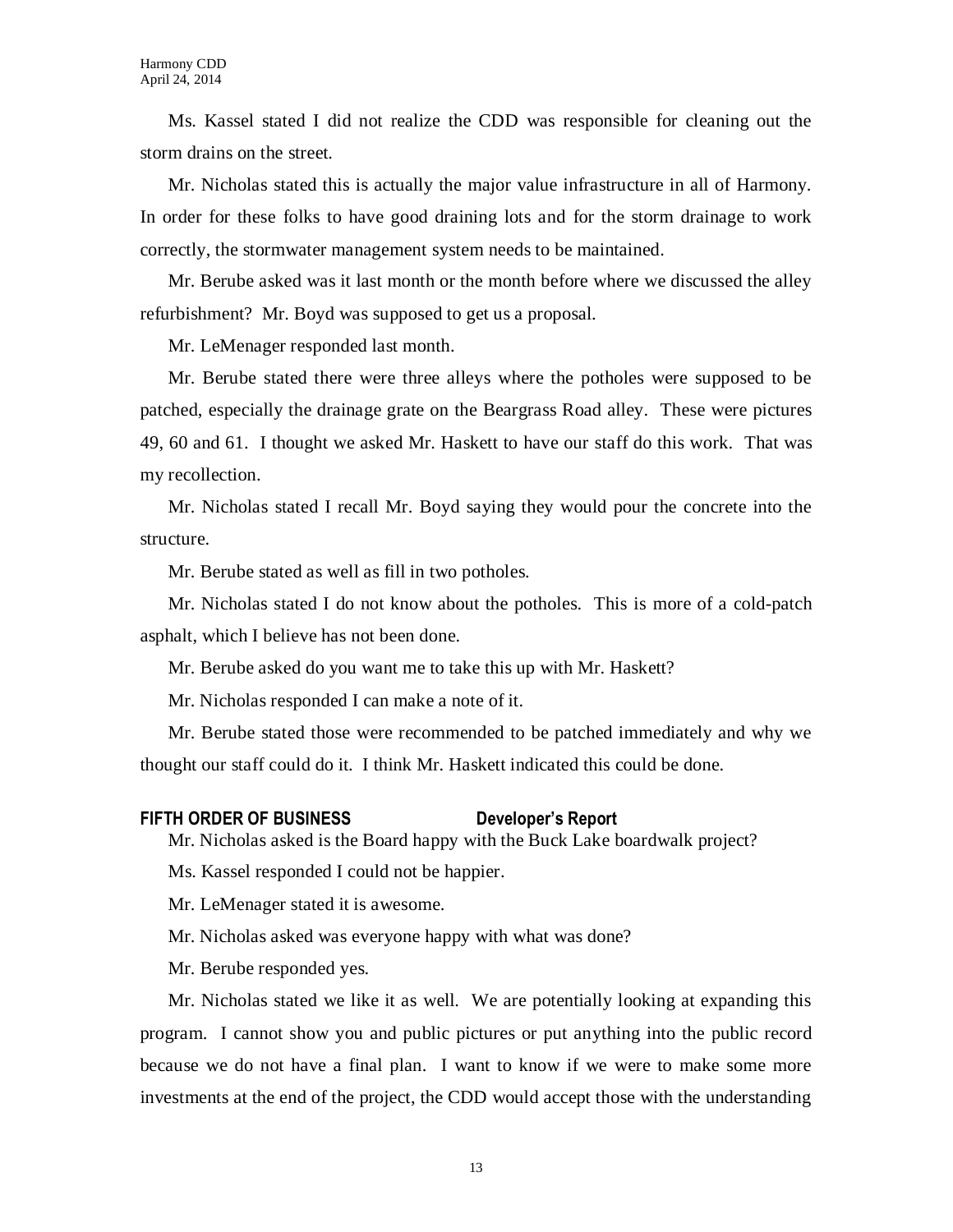Ms. Kassel stated I did not realize the CDD was responsible for cleaning out the storm drains on the street.

Mr. Nicholas stated this is actually the major value infrastructure in all of Harmony. In order for these folks to have good draining lots and for the storm drainage to work correctly, the stormwater management system needs to be maintained.

Mr. Berube asked was it last month or the month before where we discussed the alley refurbishment? Mr. Boyd was supposed to get us a proposal.

Mr. LeMenager responded last month.

Mr. Berube stated there were three alleys where the potholes were supposed to be patched, especially the drainage grate on the Beargrass Road alley. These were pictures 49, 60 and 61. I thought we asked Mr. Haskett to have our staff do this work. That was my recollection.

Mr. Nicholas stated I recall Mr. Boyd saying they would pour the concrete into the structure.

Mr. Berube stated as well as fill in two potholes.

Mr. Nicholas stated I do not know about the potholes. This is more of a cold-patch asphalt, which I believe has not been done.

Mr. Berube asked do you want me to take this up with Mr. Haskett?

Mr. Nicholas responded I can make a note of it.

Mr. Berube stated those were recommended to be patched immediately and why we thought our staff could do it. I think Mr. Haskett indicated this could be done.

**FIFTH ORDER OF BUSINESS Developer's Report**

Mr. Nicholas asked is the Board happy with the Buck Lake boardwalk project?

Ms. Kassel responded I could not be happier.

Mr. LeMenager stated it is awesome.

Mr. Nicholas asked was everyone happy with what was done?

Mr. Berube responded yes.

Mr. Nicholas stated we like it as well. We are potentially looking at expanding this program. I cannot show you and public pictures or put anything into the public record because we do not have a final plan. I want to know if we were to make some more investments at the end of the project, the CDD would accept those with the understanding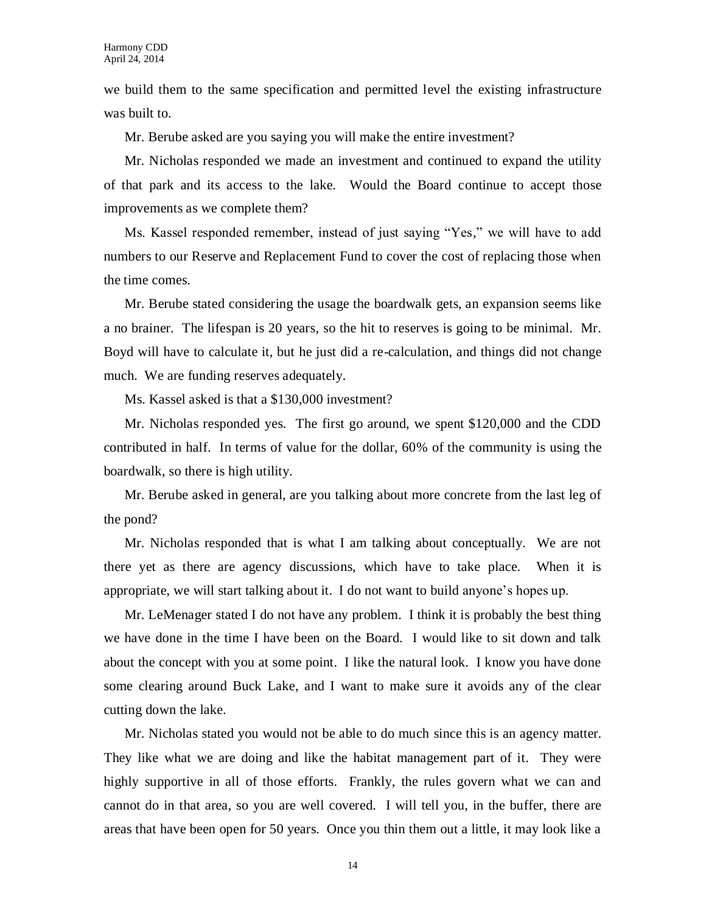we build them to the same specification and permitted level the existing infrastructure was built to.

Mr. Berube asked are you saying you will make the entire investment?

Mr. Nicholas responded we made an investment and continued to expand the utility of that park and its access to the lake. Would the Board continue to accept those improvements as we complete them?

Ms. Kassel responded remember, instead of just saying "Yes," we will have to add numbers to our Reserve and Replacement Fund to cover the cost of replacing those when the time comes.

Mr. Berube stated considering the usage the boardwalk gets, an expansion seems like a no brainer. The lifespan is 20 years, so the hit to reserves is going to be minimal. Mr. Boyd will have to calculate it, but he just did a re-calculation, and things did not change much. We are funding reserves adequately.

Ms. Kassel asked is that a $130,000 investment?

Mr. Nicholas responded yes. The first go around, we spent $120,000 and the CDD contributed in half. In terms of value for the dollar, 60% of the community is using the boardwalk, so there is high utility.

Mr. Berube asked in general, are you talking about more concrete from the last leg of the pond?

Mr. Nicholas responded that is what I am talking about conceptually. We are not there yet as there are agency discussions, which have to take place. When it is appropriate, we will start talking about it. I do not want to build anyone's hopes up.

Mr. LeMenager stated I do not have any problem. I think it is probably the best thing we have done in the time I have been on the Board. I would like to sit down and talk about the concept with you at some point. I like the natural look. I know you have done some clearing around Buck Lake, and I want to make sure it avoids any of the clear cutting down the lake.

Mr. Nicholas stated you would not be able to do much since this is an agency matter. They like what we are doing and like the habitat management part of it. They were highly supportive in all of those efforts. Frankly, the rules govern what we can and cannot do in that area, so you are well covered. I will tell you, in the buffer, there are areas that have been open for 50 years. Once you thin them out a little, it may look like a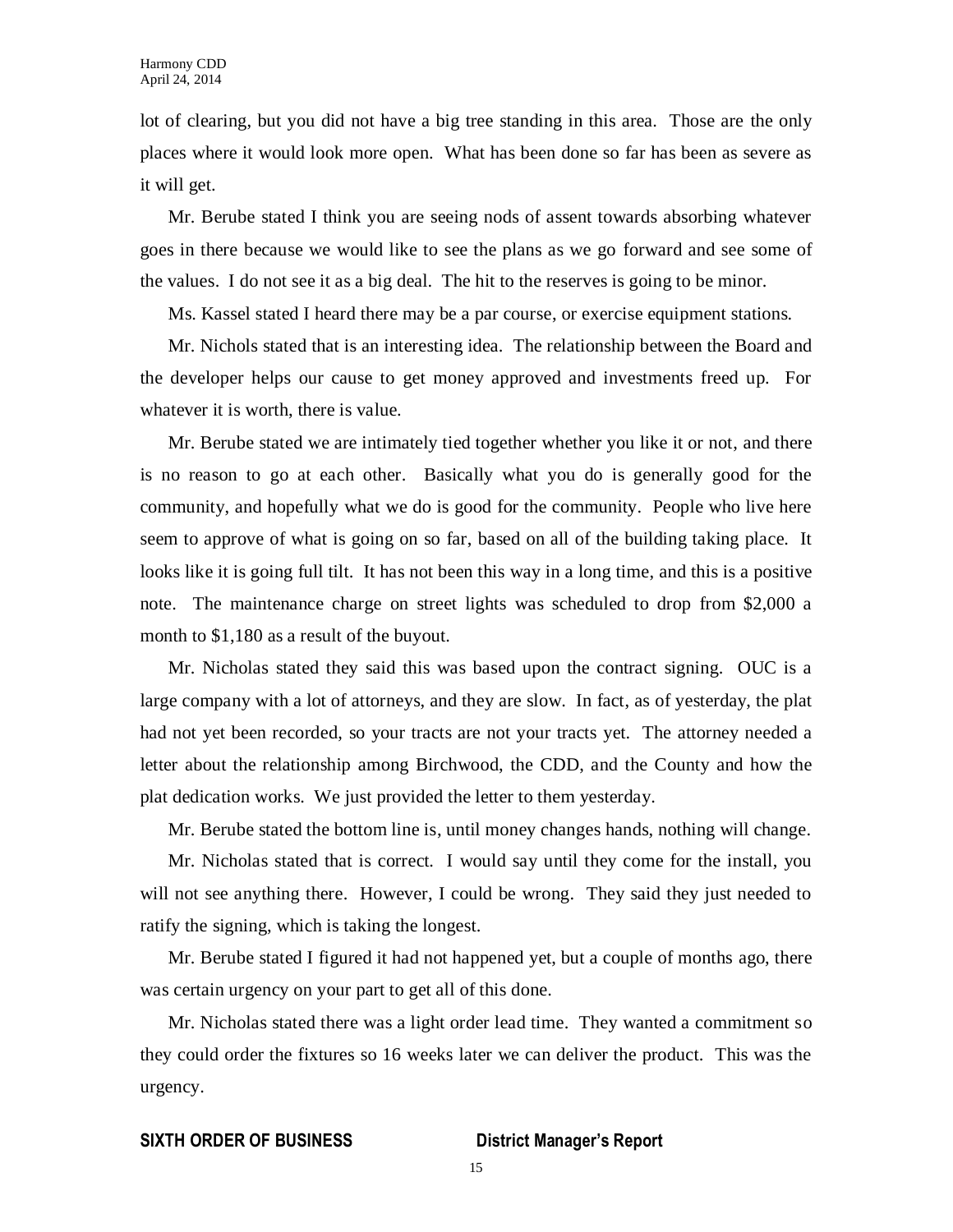lot of clearing, but you did not have a big tree standing in this area. Those are the only places where it would look more open. What has been done so far has been as severe as it will get.

Mr. Berube stated I think you are seeing nods of assent towards absorbing whatever goes in there because we would like to see the plans as we go forward and see some of the values. I do not see it as a big deal. The hit to the reserves is going to be minor.

Ms. Kassel stated I heard there may be a par course, or exercise equipment stations.

Mr. Nichols stated that is an interesting idea. The relationship between the Board and the developer helps our cause to get money approved and investments freed up. For whatever it is worth, there is value.

Mr. Berube stated we are intimately tied together whether you like it or not, and there is no reason to go at each other. Basically what you do is generally good for the community, and hopefully what we do is good for the community. People who live here seem to approve of what is going on so far, based on all of the building taking place. It looks like it is going full tilt. It has not been this way in a long time, and this is a positive note. The maintenance charge on street lights was scheduled to drop from $2,000 a month to $1,180 as a result of the buyout.

Mr. Nicholas stated they said this was based upon the contract signing. OUC is a large company with a lot of attorneys, and they are slow. In fact, as of yesterday, the plat had not yet been recorded, so your tracts are not your tracts yet. The attorney needed a letter about the relationship among Birchwood, the CDD, and the County and how the plat dedication works. We just provided the letter to them yesterday.

Mr. Berube stated the bottom line is, until money changes hands, nothing will change.

Mr. Nicholas stated that is correct. I would say until they come for the install, you will not see anything there. However, I could be wrong. They said they just needed to ratify the signing, which is taking the longest.

Mr. Berube stated I figured it had not happened yet, but a couple of months ago, there was certain urgency on your part to get all of this done.

Mr. Nicholas stated there was a light order lead time. They wanted a commitment so they could order the fixtures so 16 weeks later we can deliver the product. This was the urgency.

**SIXTH ORDER OF BUSINESS** **District Manager's Report**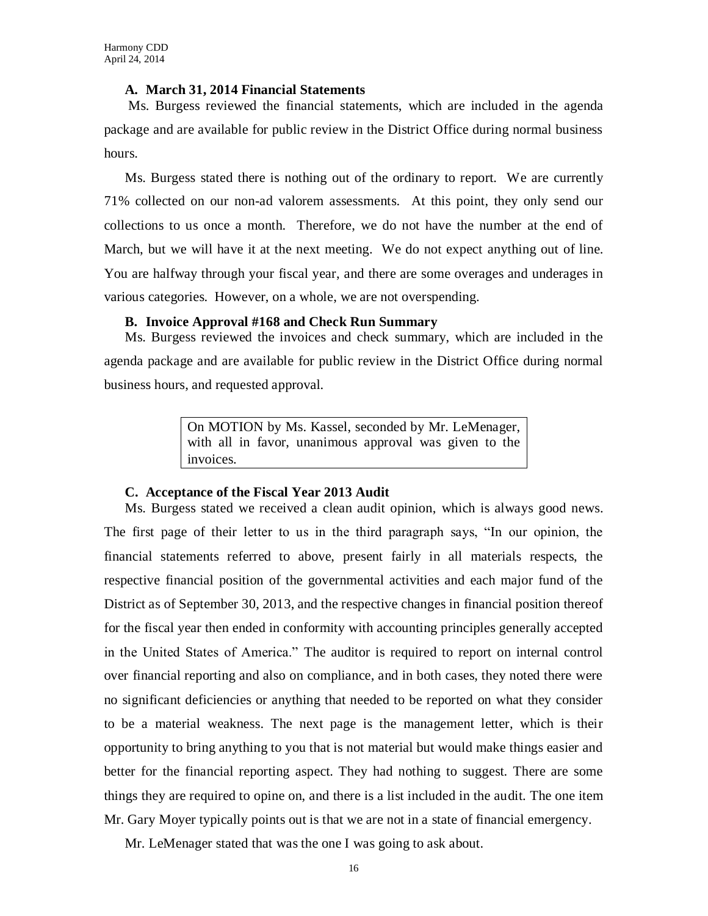### A. March 31, 2014 Financial Statements

Ms. Burgess reviewed the financial statements, which are included in the agenda package and are available for public review in the District Office during normal business hours.

Ms. Burgess stated there is nothing out of the ordinary to report. We are currently 71% collected on our non-ad valorem assessments. At this point, they only send our collections to us once a month. Therefore, we do not have the number at the end of March, but we will have it at the next meeting. We do not expect anything out of line. You are halfway through your fiscal year, and there are some overages and underages in various categories. However, on a whole, we are not overspending.

### B. Invoice Approval #168 and Check Run Summary

Ms. Burgess reviewed the invoices and check summary, which are included in the agenda package and are available for public review in the District Office during normal business hours, and requested approval.

> On MOTION by Ms. Kassel, seconded by Mr. LeMenager, with all in favor, unanimous approval was given to the invoices.

### C. Acceptance of the Fiscal Year 2013 Audit

Ms. Burgess stated we received a clean audit opinion, which is always good news. The first page of their letter to us in the third paragraph says, "In our opinion, the financial statements referred to above, present fairly in all materials respects, the respective financial position of the governmental activities and each major fund of the District as of September 30, 2013, and the respective changes in financial position thereof for the fiscal year then ended in conformity with accounting principles generally accepted in the United States of America." The auditor is required to report on internal control over financial reporting and also on compliance, and in both cases, they noted there were no significant deficiencies or anything that needed to be reported on what they consider to be a material weakness. The next page is the management letter, which is their opportunity to bring anything to you that is not material but would make things easier and better for the financial reporting aspect. They had nothing to suggest. There are some things they are required to opine on, and there is a list included in the audit. The one item Mr. Gary Moyer typically points out is that we are not in a state of financial emergency.

Mr. LeMenager stated that was the one I was going to ask about.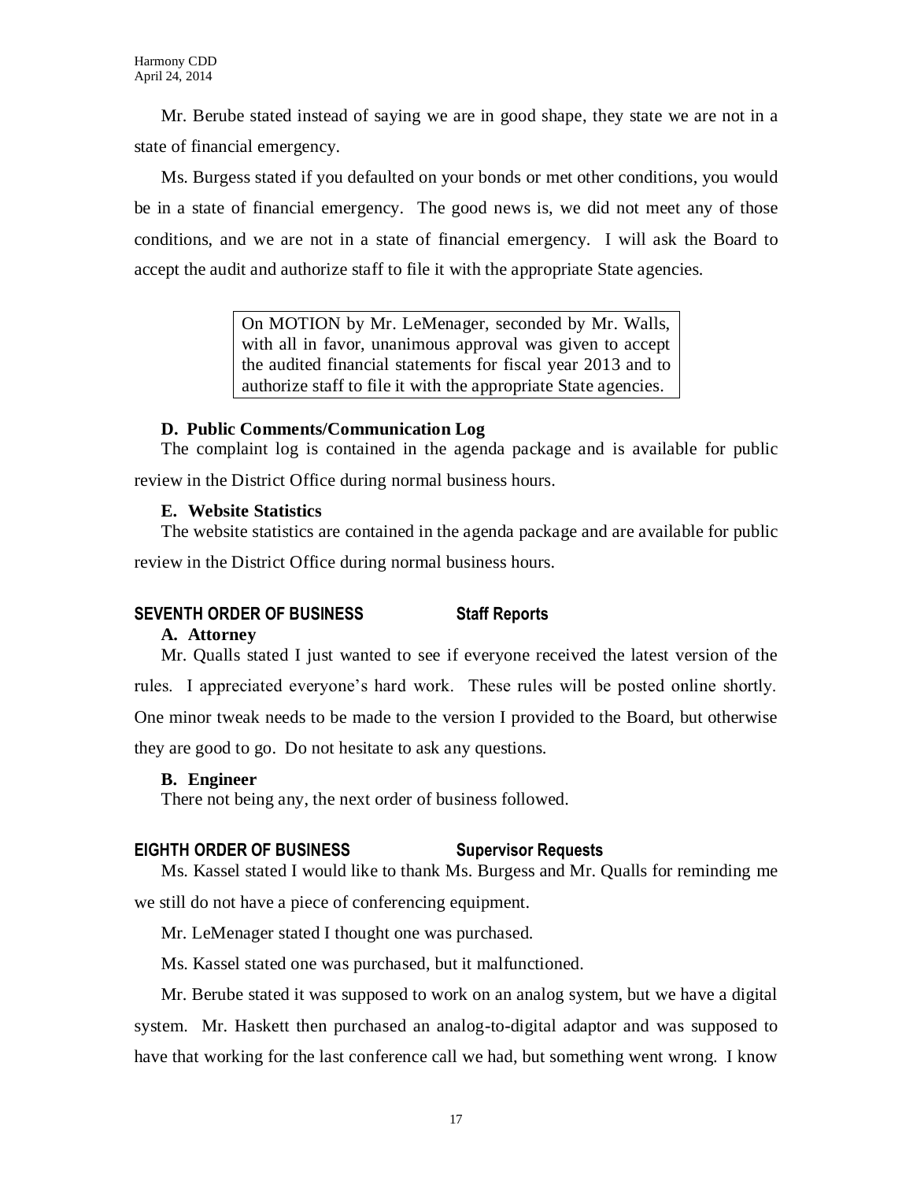Mr. Berube stated instead of saying we are in good shape, they state we are not in a state of financial emergency.

Ms. Burgess stated if you defaulted on your bonds or met other conditions, you would be in a state of financial emergency. The good news is, we did not meet any of those conditions, and we are not in a state of financial emergency. I will ask the Board to accept the audit and authorize staff to file it with the appropriate State agencies.

> On MOTION by Mr. LeMenager, seconded by Mr. Walls, with all in favor, unanimous approval was given to accept the audited financial statements for fiscal year 2013 and to authorize staff to file it with the appropriate State agencies.

**D. Public Comments/Communication Log**

The complaint log is contained in the agenda package and is available for public review in the District Office during normal business hours.

**E. Website Statistics**

The website statistics are contained in the agenda package and are available for public review in the District Office during normal business hours.

## SEVENTH ORDER OF BUSINESS — Staff Reports

**A. Attorney**

Mr. Qualls stated I just wanted to see if everyone received the latest version of the rules. I appreciated everyone's hard work. These rules will be posted online shortly. One minor tweak needs to be made to the version I provided to the Board, but otherwise they are good to go. Do not hesitate to ask any questions.

**B. Engineer**

There not being any, the next order of business followed.

## EIGHTH ORDER OF BUSINESS — Supervisor Requests

Ms. Kassel stated I would like to thank Ms. Burgess and Mr. Qualls for reminding me we still do not have a piece of conferencing equipment.

Mr. LeMenager stated I thought one was purchased.

Ms. Kassel stated one was purchased, but it malfunctioned.

Mr. Berube stated it was supposed to work on an analog system, but we have a digital system. Mr. Haskett then purchased an analog-to-digital adaptor and was supposed to have that working for the last conference call we had, but something went wrong. I know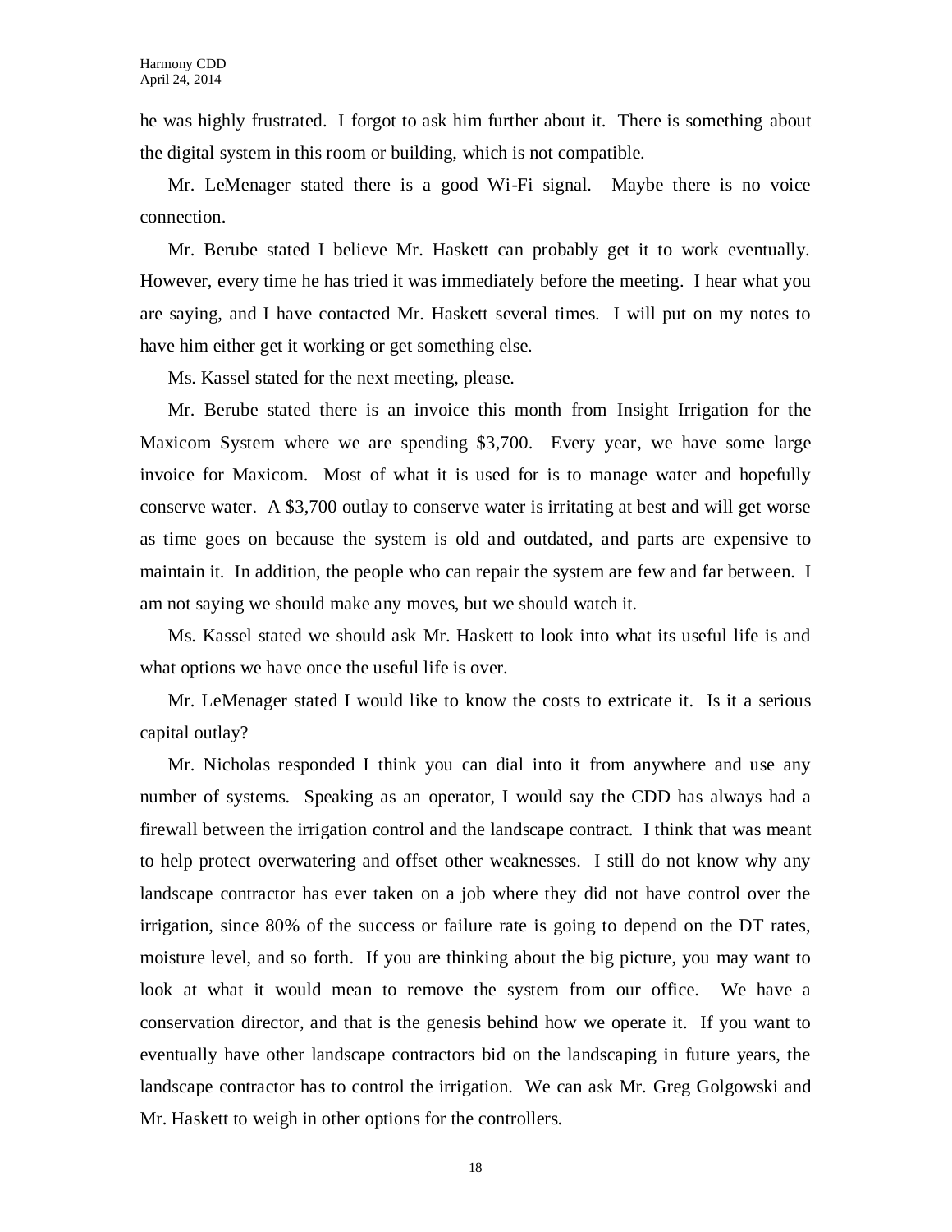he was highly frustrated. I forgot to ask him further about it. There is something about the digital system in this room or building, which is not compatible.

Mr. LeMenager stated there is a good Wi-Fi signal. Maybe there is no voice connection.

Mr. Berube stated I believe Mr. Haskett can probably get it to work eventually. However, every time he has tried it was immediately before the meeting. I hear what you are saying, and I have contacted Mr. Haskett several times. I will put on my notes to have him either get it working or get something else.

Ms. Kassel stated for the next meeting, please.

Mr. Berube stated there is an invoice this month from Insight Irrigation for the Maxicom System where we are spending $3,700. Every year, we have some large invoice for Maxicom. Most of what it is used for is to manage water and hopefully conserve water. A $3,700 outlay to conserve water is irritating at best and will get worse as time goes on because the system is old and outdated, and parts are expensive to maintain it. In addition, the people who can repair the system are few and far between. I am not saying we should make any moves, but we should watch it.

Ms. Kassel stated we should ask Mr. Haskett to look into what its useful life is and what options we have once the useful life is over.

Mr. LeMenager stated I would like to know the costs to extricate it. Is it a serious capital outlay?

Mr. Nicholas responded I think you can dial into it from anywhere and use any number of systems. Speaking as an operator, I would say the CDD has always had a firewall between the irrigation control and the landscape contract. I think that was meant to help protect overwatering and offset other weaknesses. I still do not know why any landscape contractor has ever taken on a job where they did not have control over the irrigation, since 80% of the success or failure rate is going to depend on the DT rates, moisture level, and so forth. If you are thinking about the big picture, you may want to look at what it would mean to remove the system from our office. We have a conservation director, and that is the genesis behind how we operate it. If you want to eventually have other landscape contractors bid on the landscaping in future years, the landscape contractor has to control the irrigation. We can ask Mr. Greg Golgowski and Mr. Haskett to weigh in other options for the controllers.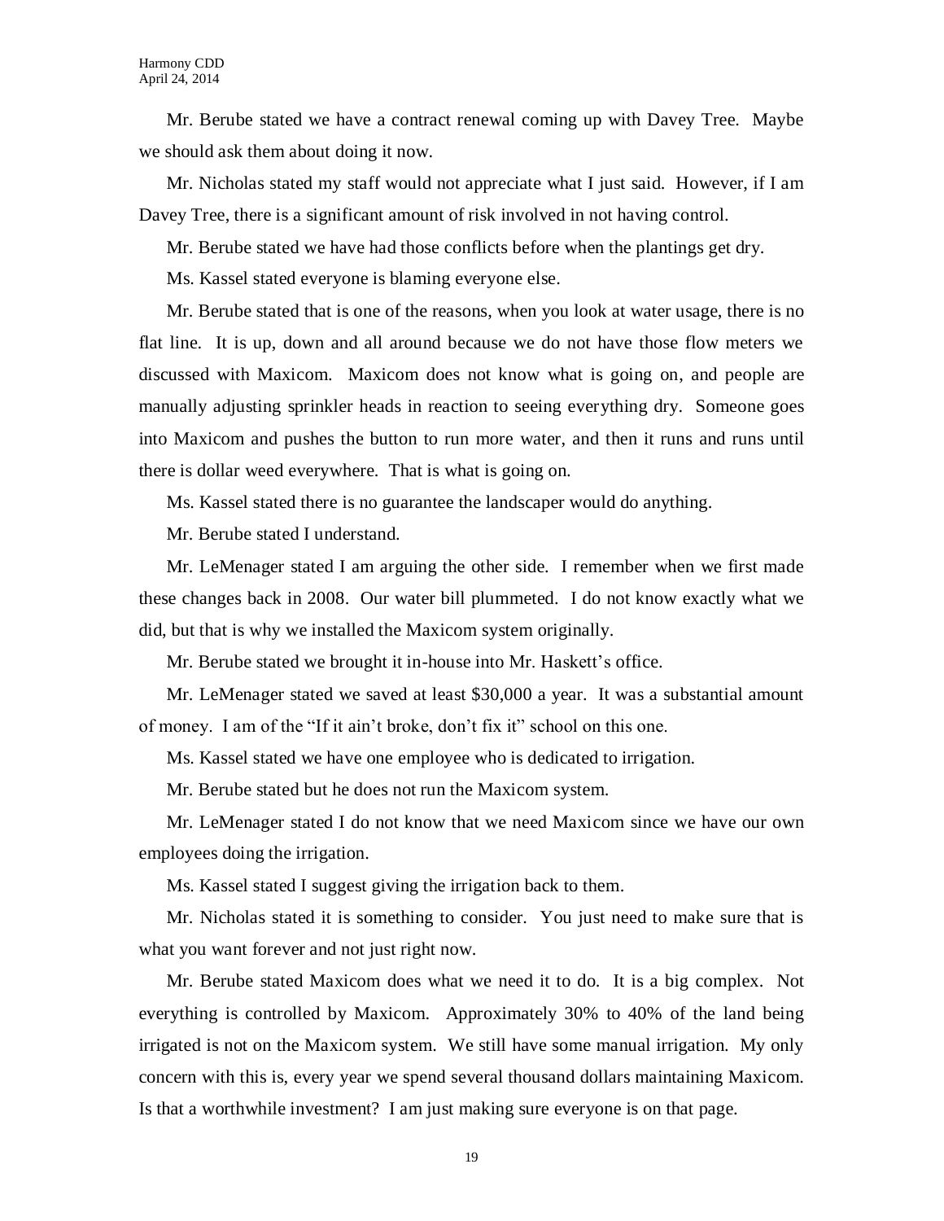Mr. Berube stated we have a contract renewal coming up with Davey Tree. Maybe we should ask them about doing it now.

Mr. Nicholas stated my staff would not appreciate what I just said. However, if I am Davey Tree, there is a significant amount of risk involved in not having control.

Mr. Berube stated we have had those conflicts before when the plantings get dry.

Ms. Kassel stated everyone is blaming everyone else.

Mr. Berube stated that is one of the reasons, when you look at water usage, there is no flat line. It is up, down and all around because we do not have those flow meters we discussed with Maxicom. Maxicom does not know what is going on, and people are manually adjusting sprinkler heads in reaction to seeing everything dry. Someone goes into Maxicom and pushes the button to run more water, and then it runs and runs until there is dollar weed everywhere. That is what is going on.

Ms. Kassel stated there is no guarantee the landscaper would do anything.

Mr. Berube stated I understand.

Mr. LeMenager stated I am arguing the other side. I remember when we first made these changes back in 2008. Our water bill plummeted. I do not know exactly what we did, but that is why we installed the Maxicom system originally.

Mr. Berube stated we brought it in-house into Mr. Haskett's office.

Mr. LeMenager stated we saved at least $30,000 a year. It was a substantial amount of money. I am of the "If it ain't broke, don't fix it" school on this one.

Ms. Kassel stated we have one employee who is dedicated to irrigation.

Mr. Berube stated but he does not run the Maxicom system.

Mr. LeMenager stated I do not know that we need Maxicom since we have our own employees doing the irrigation.

Ms. Kassel stated I suggest giving the irrigation back to them.

Mr. Nicholas stated it is something to consider. You just need to make sure that is what you want forever and not just right now.

Mr. Berube stated Maxicom does what we need it to do. It is a big complex. Not everything is controlled by Maxicom. Approximately 30% to 40% of the land being irrigated is not on the Maxicom system. We still have some manual irrigation. My only concern with this is, every year we spend several thousand dollars maintaining Maxicom. Is that a worthwhile investment? I am just making sure everyone is on that page.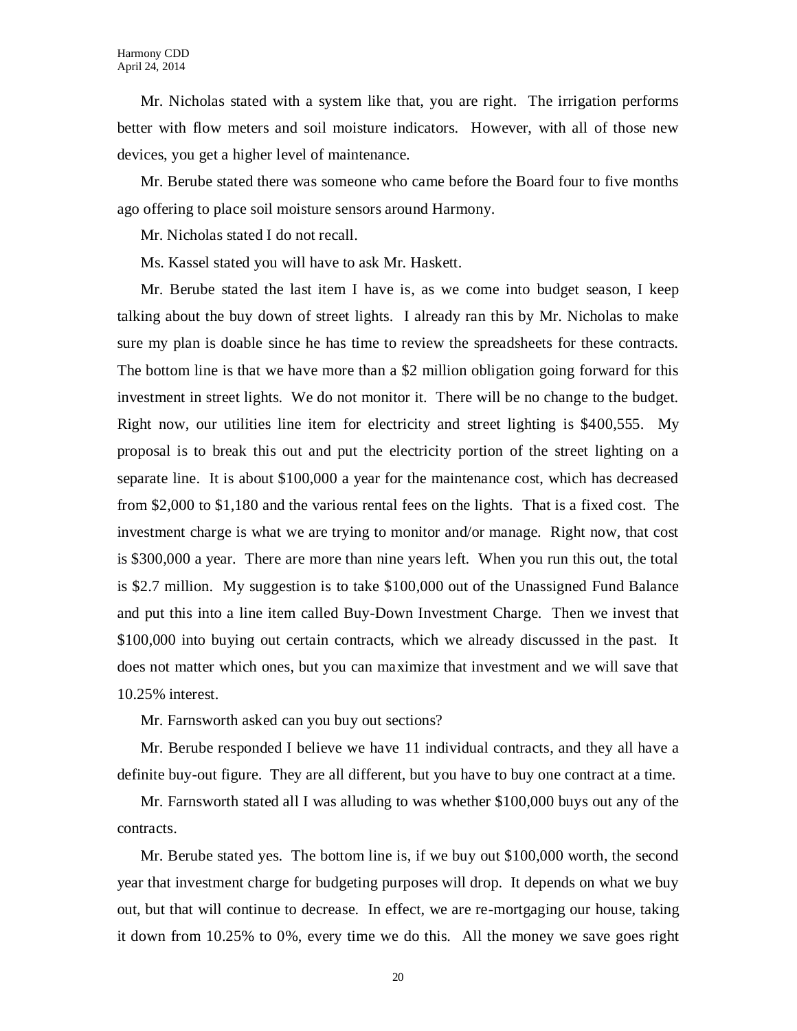Mr. Nicholas stated with a system like that, you are right. The irrigation performs better with flow meters and soil moisture indicators. However, with all of those new devices, you get a higher level of maintenance.

Mr. Berube stated there was someone who came before the Board four to five months ago offering to place soil moisture sensors around Harmony.

Mr. Nicholas stated I do not recall.

Ms. Kassel stated you will have to ask Mr. Haskett.

Mr. Berube stated the last item I have is, as we come into budget season, I keep talking about the buy down of street lights. I already ran this by Mr. Nicholas to make sure my plan is doable since he has time to review the spreadsheets for these contracts. The bottom line is that we have more than a $2 million obligation going forward for this investment in street lights. We do not monitor it. There will be no change to the budget. Right now, our utilities line item for electricity and street lighting is $400,555. My proposal is to break this out and put the electricity portion of the street lighting on a separate line. It is about $100,000 a year for the maintenance cost, which has decreased from $2,000 to $1,180 and the various rental fees on the lights. That is a fixed cost. The investment charge is what we are trying to monitor and/or manage. Right now, that cost is $300,000 a year. There are more than nine years left. When you run this out, the total is $2.7 million. My suggestion is to take $100,000 out of the Unassigned Fund Balance and put this into a line item called Buy-Down Investment Charge. Then we invest that $100,000 into buying out certain contracts, which we already discussed in the past. It does not matter which ones, but you can maximize that investment and we will save that 10.25% interest.

Mr. Farnsworth asked can you buy out sections?

Mr. Berube responded I believe we have 11 individual contracts, and they all have a definite buy-out figure. They are all different, but you have to buy one contract at a time.

Mr. Farnsworth stated all I was alluding to was whether $100,000 buys out any of the contracts.

Mr. Berube stated yes. The bottom line is, if we buy out $100,000 worth, the second year that investment charge for budgeting purposes will drop. It depends on what we buy out, but that will continue to decrease. In effect, we are re-mortgaging our house, taking it down from 10.25% to 0%, every time we do this. All the money we save goes right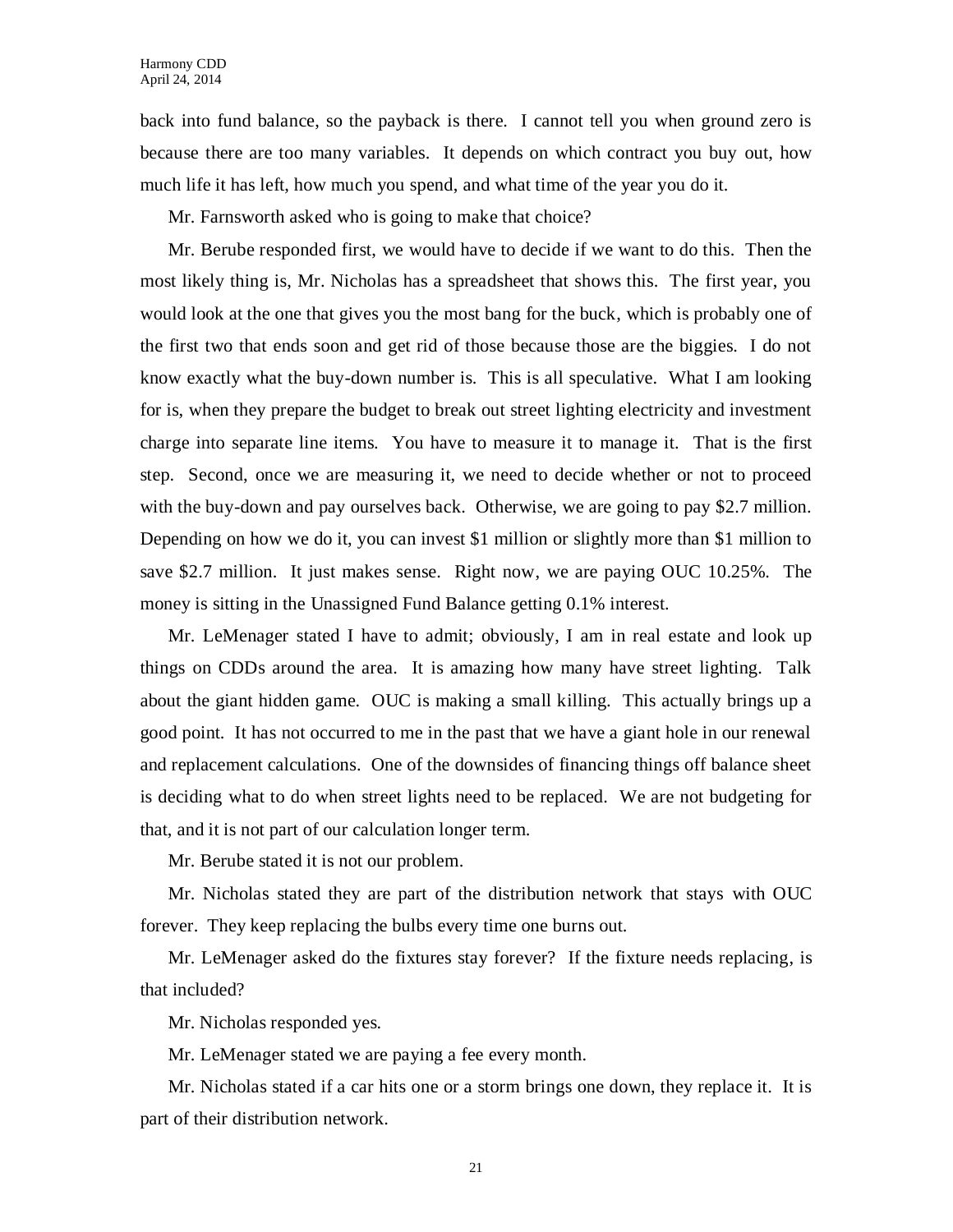back into fund balance, so the payback is there. I cannot tell you when ground zero is because there are too many variables. It depends on which contract you buy out, how much life it has left, how much you spend, and what time of the year you do it.

Mr. Farnsworth asked who is going to make that choice?

Mr. Berube responded first, we would have to decide if we want to do this. Then the most likely thing is, Mr. Nicholas has a spreadsheet that shows this. The first year, you would look at the one that gives you the most bang for the buck, which is probably one of the first two that ends soon and get rid of those because those are the biggies. I do not know exactly what the buy-down number is. This is all speculative. What I am looking for is, when they prepare the budget to break out street lighting electricity and investment charge into separate line items. You have to measure it to manage it. That is the first step. Second, once we are measuring it, we need to decide whether or not to proceed with the buy-down and pay ourselves back. Otherwise, we are going to pay $2.7 million. Depending on how we do it, you can invest $1 million or slightly more than $1 million to save $2.7 million. It just makes sense. Right now, we are paying OUC 10.25%. The money is sitting in the Unassigned Fund Balance getting 0.1% interest.

Mr. LeMenager stated I have to admit; obviously, I am in real estate and look up things on CDDs around the area. It is amazing how many have street lighting. Talk about the giant hidden game. OUC is making a small killing. This actually brings up a good point. It has not occurred to me in the past that we have a giant hole in our renewal and replacement calculations. One of the downsides of financing things off balance sheet is deciding what to do when street lights need to be replaced. We are not budgeting for that, and it is not part of our calculation longer term.

Mr. Berube stated it is not our problem.

Mr. Nicholas stated they are part of the distribution network that stays with OUC forever. They keep replacing the bulbs every time one burns out.

Mr. LeMenager asked do the fixtures stay forever? If the fixture needs replacing, is that included?

Mr. Nicholas responded yes.

Mr. LeMenager stated we are paying a fee every month.

Mr. Nicholas stated if a car hits one or a storm brings one down, they replace it. It is part of their distribution network.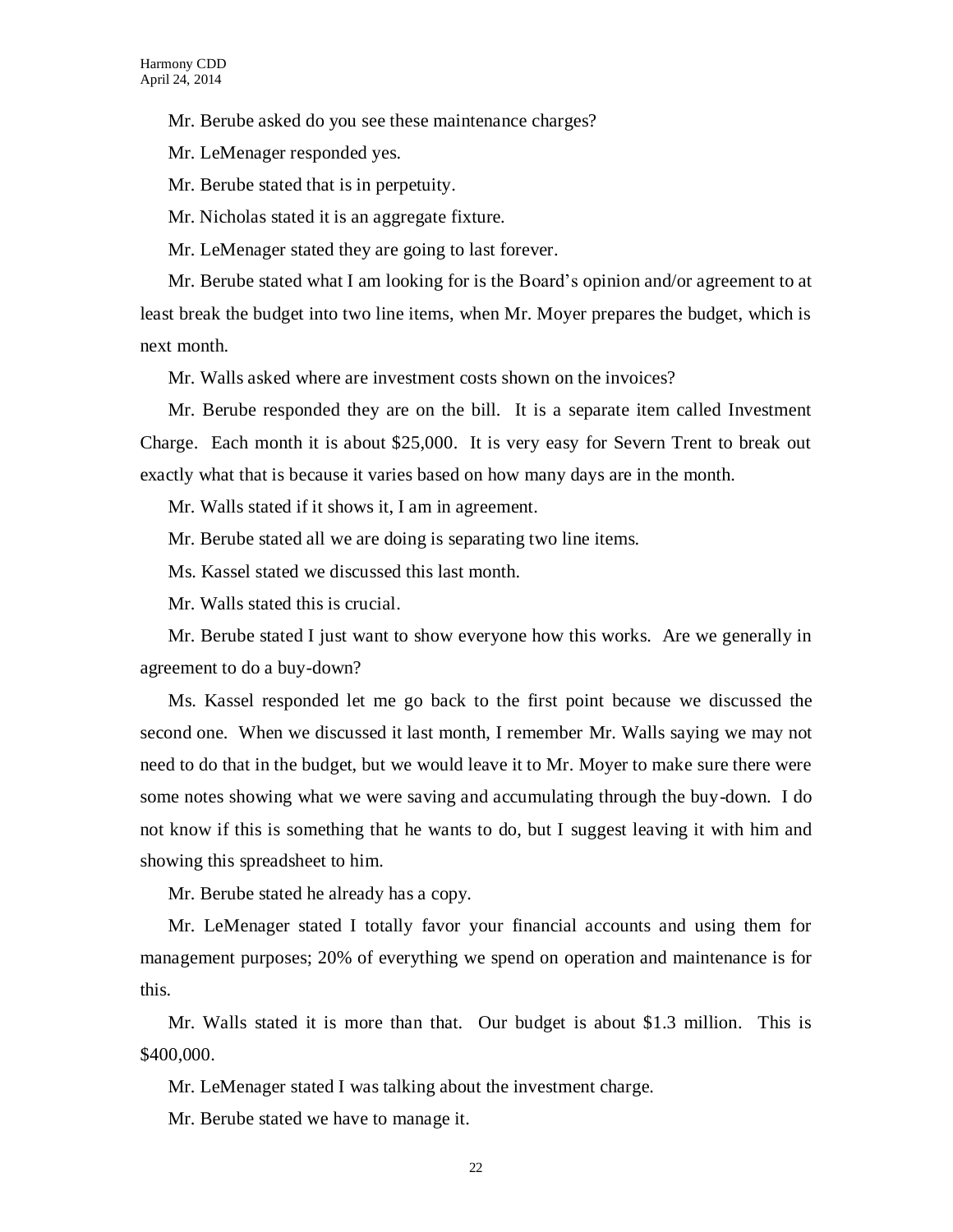Mr. Berube asked do you see these maintenance charges?

Mr. LeMenager responded yes.

Mr. Berube stated that is in perpetuity.

Mr. Nicholas stated it is an aggregate fixture.

Mr. LeMenager stated they are going to last forever.

Mr. Berube stated what I am looking for is the Board's opinion and/or agreement to at least break the budget into two line items, when Mr. Moyer prepares the budget, which is next month.

Mr. Walls asked where are investment costs shown on the invoices?

Mr. Berube responded they are on the bill. It is a separate item called Investment Charge. Each month it is about $25,000. It is very easy for Severn Trent to break out exactly what that is because it varies based on how many days are in the month.

Mr. Walls stated if it shows it, I am in agreement.

Mr. Berube stated all we are doing is separating two line items.

Ms. Kassel stated we discussed this last month.

Mr. Walls stated this is crucial.

Mr. Berube stated I just want to show everyone how this works. Are we generally in agreement to do a buy-down?

Ms. Kassel responded let me go back to the first point because we discussed the second one. When we discussed it last month, I remember Mr. Walls saying we may not need to do that in the budget, but we would leave it to Mr. Moyer to make sure there were some notes showing what we were saving and accumulating through the buy-down. I do not know if this is something that he wants to do, but I suggest leaving it with him and showing this spreadsheet to him.

Mr. Berube stated he already has a copy.

Mr. LeMenager stated I totally favor your financial accounts and using them for management purposes; 20% of everything we spend on operation and maintenance is for this.

Mr. Walls stated it is more than that. Our budget is about $1.3 million. This is $400,000.

Mr. LeMenager stated I was talking about the investment charge.

Mr. Berube stated we have to manage it.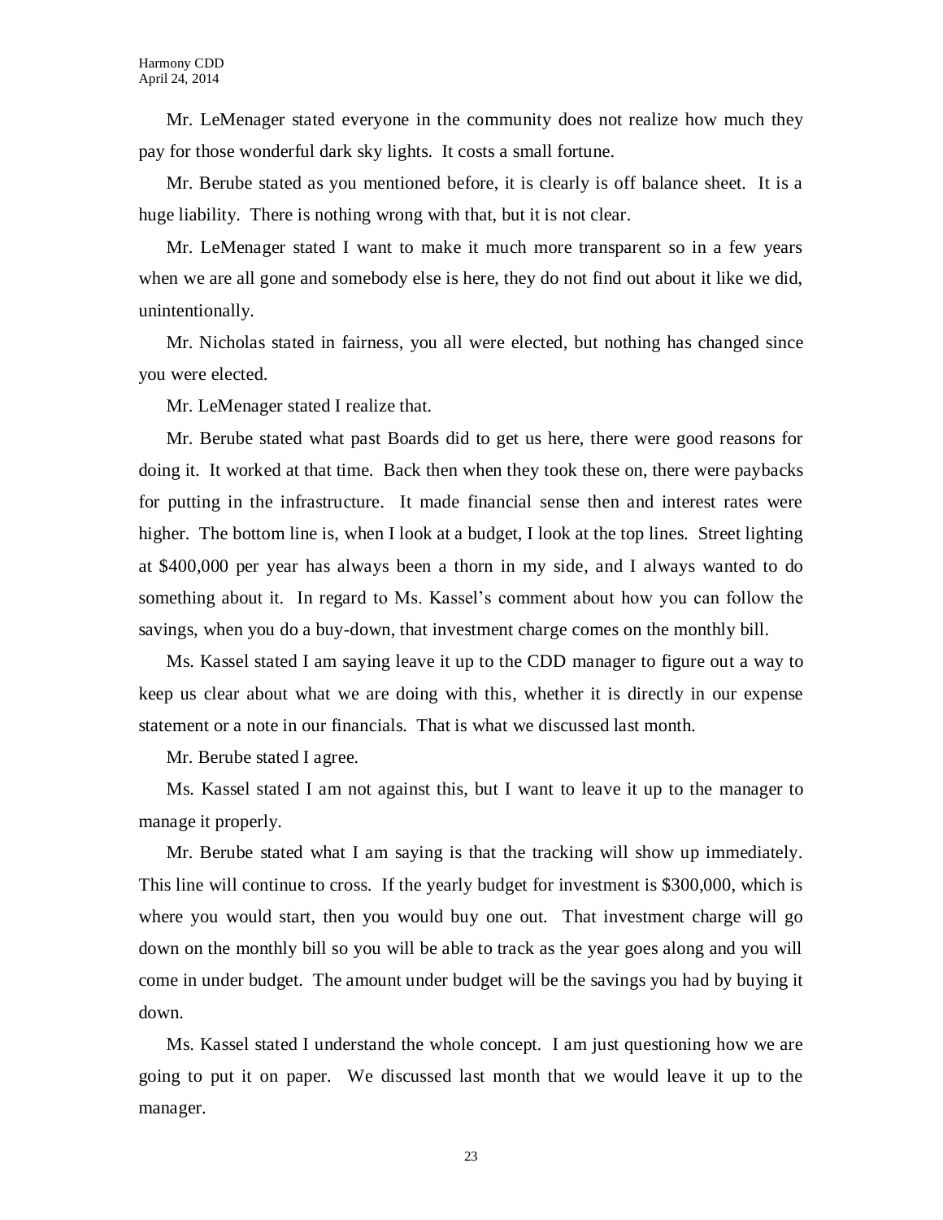Mr. LeMenager stated everyone in the community does not realize how much they pay for those wonderful dark sky lights. It costs a small fortune.

Mr. Berube stated as you mentioned before, it is clearly is off balance sheet. It is a huge liability. There is nothing wrong with that, but it is not clear.

Mr. LeMenager stated I want to make it much more transparent so in a few years when we are all gone and somebody else is here, they do not find out about it like we did, unintentionally.

Mr. Nicholas stated in fairness, you all were elected, but nothing has changed since you were elected.

Mr. LeMenager stated I realize that.

Mr. Berube stated what past Boards did to get us here, there were good reasons for doing it. It worked at that time. Back then when they took these on, there were paybacks for putting in the infrastructure. It made financial sense then and interest rates were higher. The bottom line is, when I look at a budget, I look at the top lines. Street lighting at $400,000 per year has always been a thorn in my side, and I always wanted to do something about it. In regard to Ms. Kassel's comment about how you can follow the savings, when you do a buy-down, that investment charge comes on the monthly bill.

Ms. Kassel stated I am saying leave it up to the CDD manager to figure out a way to keep us clear about what we are doing with this, whether it is directly in our expense statement or a note in our financials. That is what we discussed last month.

Mr. Berube stated I agree.

Ms. Kassel stated I am not against this, but I want to leave it up to the manager to manage it properly.

Mr. Berube stated what I am saying is that the tracking will show up immediately. This line will continue to cross. If the yearly budget for investment is $300,000, which is where you would start, then you would buy one out. That investment charge will go down on the monthly bill so you will be able to track as the year goes along and you will come in under budget. The amount under budget will be the savings you had by buying it down.

Ms. Kassel stated I understand the whole concept. I am just questioning how we are going to put it on paper. We discussed last month that we would leave it up to the manager.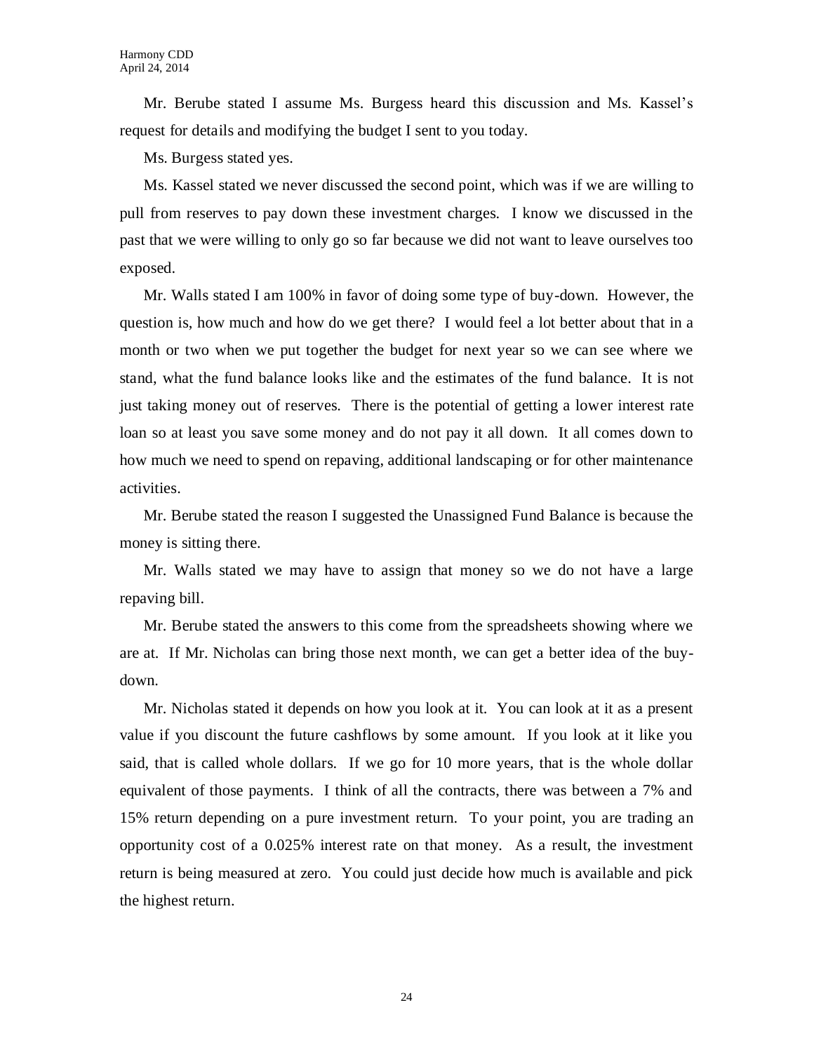Mr. Berube stated I assume Ms. Burgess heard this discussion and Ms. Kassel's request for details and modifying the budget I sent to you today.

Ms. Burgess stated yes.

Ms. Kassel stated we never discussed the second point, which was if we are willing to pull from reserves to pay down these investment charges. I know we discussed in the past that we were willing to only go so far because we did not want to leave ourselves too exposed.

Mr. Walls stated I am 100% in favor of doing some type of buy-down. However, the question is, how much and how do we get there? I would feel a lot better about that in a month or two when we put together the budget for next year so we can see where we stand, what the fund balance looks like and the estimates of the fund balance. It is not just taking money out of reserves. There is the potential of getting a lower interest rate loan so at least you save some money and do not pay it all down. It all comes down to how much we need to spend on repaving, additional landscaping or for other maintenance activities.

Mr. Berube stated the reason I suggested the Unassigned Fund Balance is because the money is sitting there.

Mr. Walls stated we may have to assign that money so we do not have a large repaving bill.

Mr. Berube stated the answers to this come from the spreadsheets showing where we are at. If Mr. Nicholas can bring those next month, we can get a better idea of the buy-down.

Mr. Nicholas stated it depends on how you look at it. You can look at it as a present value if you discount the future cashflows by some amount. If you look at it like you said, that is called whole dollars. If we go for 10 more years, that is the whole dollar equivalent of those payments. I think of all the contracts, there was between a 7% and 15% return depending on a pure investment return. To your point, you are trading an opportunity cost of a 0.025% interest rate on that money. As a result, the investment return is being measured at zero. You could just decide how much is available and pick the highest return.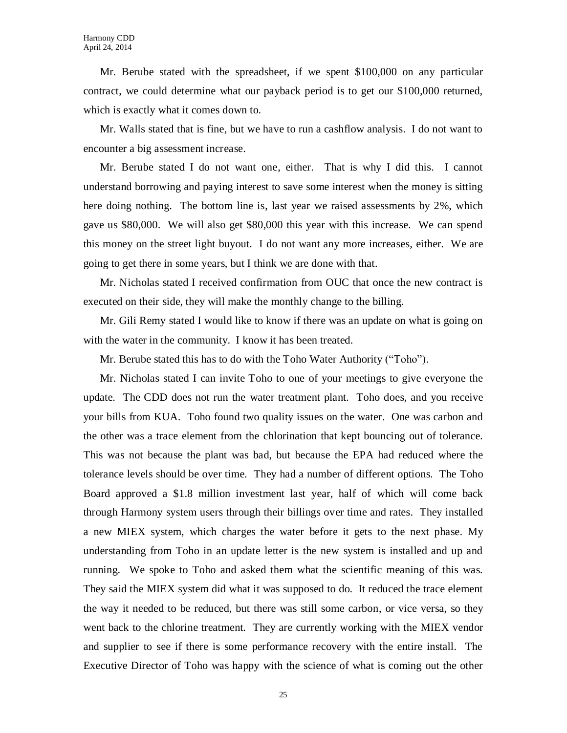Mr. Berube stated with the spreadsheet, if we spent $100,000 on any particular contract, we could determine what our payback period is to get our $100,000 returned, which is exactly what it comes down to.

Mr. Walls stated that is fine, but we have to run a cashflow analysis. I do not want to encounter a big assessment increase.

Mr. Berube stated I do not want one, either. That is why I did this. I cannot understand borrowing and paying interest to save some interest when the money is sitting here doing nothing. The bottom line is, last year we raised assessments by 2%, which gave us $80,000. We will also get $80,000 this year with this increase. We can spend this money on the street light buyout. I do not want any more increases, either. We are going to get there in some years, but I think we are done with that.

Mr. Nicholas stated I received confirmation from OUC that once the new contract is executed on their side, they will make the monthly change to the billing.

Mr. Gili Remy stated I would like to know if there was an update on what is going on with the water in the community. I know it has been treated.

Mr. Berube stated this has to do with the Toho Water Authority ("Toho").

Mr. Nicholas stated I can invite Toho to one of your meetings to give everyone the update. The CDD does not run the water treatment plant. Toho does, and you receive your bills from KUA. Toho found two quality issues on the water. One was carbon and the other was a trace element from the chlorination that kept bouncing out of tolerance. This was not because the plant was bad, but because the EPA had reduced where the tolerance levels should be over time. They had a number of different options. The Toho Board approved a $1.8 million investment last year, half of which will come back through Harmony system users through their billings over time and rates. They installed a new MIEX system, which charges the water before it gets to the next phase. My understanding from Toho in an update letter is the new system is installed and up and running. We spoke to Toho and asked them what the scientific meaning of this was. They said the MIEX system did what it was supposed to do. It reduced the trace element the way it needed to be reduced, but there was still some carbon, or vice versa, so they went back to the chlorine treatment. They are currently working with the MIEX vendor and supplier to see if there is some performance recovery with the entire install. The Executive Director of Toho was happy with the science of what is coming out the other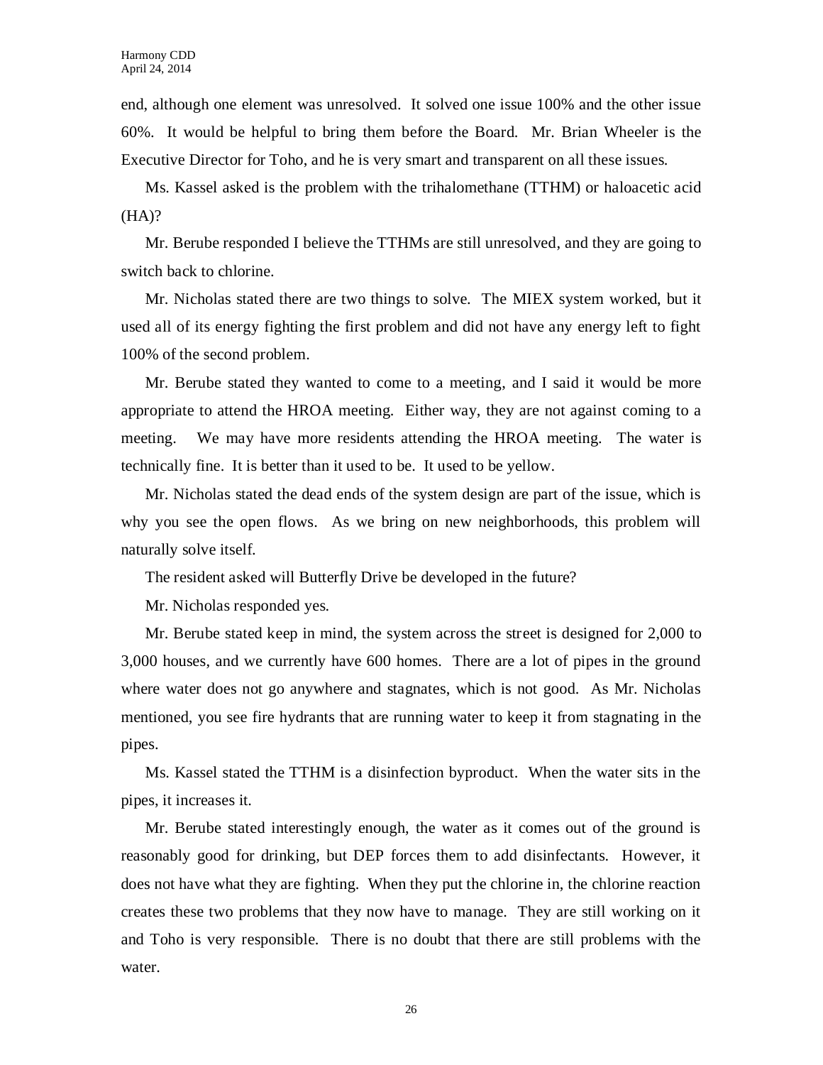end, although one element was unresolved. It solved one issue 100% and the other issue 60%. It would be helpful to bring them before the Board. Mr. Brian Wheeler is the Executive Director for Toho, and he is very smart and transparent on all these issues.

Ms. Kassel asked is the problem with the trihalomethane (TTHM) or haloacetic acid (HA)?

Mr. Berube responded I believe the TTHMs are still unresolved, and they are going to switch back to chlorine.

Mr. Nicholas stated there are two things to solve. The MIEX system worked, but it used all of its energy fighting the first problem and did not have any energy left to fight 100% of the second problem.

Mr. Berube stated they wanted to come to a meeting, and I said it would be more appropriate to attend the HROA meeting. Either way, they are not against coming to a meeting. We may have more residents attending the HROA meeting. The water is technically fine. It is better than it used to be. It used to be yellow.

Mr. Nicholas stated the dead ends of the system design are part of the issue, which is why you see the open flows. As we bring on new neighborhoods, this problem will naturally solve itself.

The resident asked will Butterfly Drive be developed in the future?

Mr. Nicholas responded yes.

Mr. Berube stated keep in mind, the system across the street is designed for 2,000 to 3,000 houses, and we currently have 600 homes. There are a lot of pipes in the ground where water does not go anywhere and stagnates, which is not good. As Mr. Nicholas mentioned, you see fire hydrants that are running water to keep it from stagnating in the pipes.

Ms. Kassel stated the TTHM is a disinfection byproduct. When the water sits in the pipes, it increases it.

Mr. Berube stated interestingly enough, the water as it comes out of the ground is reasonably good for drinking, but DEP forces them to add disinfectants. However, it does not have what they are fighting. When they put the chlorine in, the chlorine reaction creates these two problems that they now have to manage. They are still working on it and Toho is very responsible. There is no doubt that there are still problems with the water.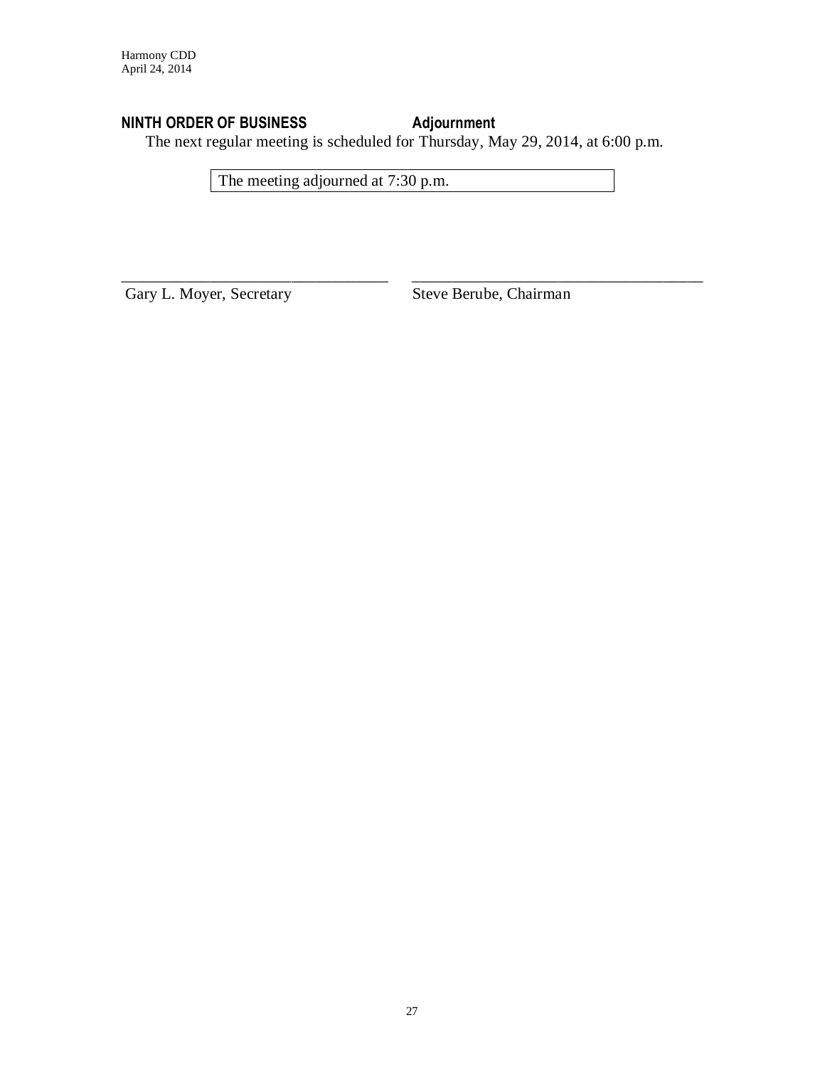**NINTH ORDER OF BUSINESS** **Adjournment**

The next regular meeting is scheduled for Thursday, May 29, 2014, at 6:00 p.m.

The meeting adjourned at 7:30 p.m.

_________________________________ _________________________________

Gary L. Moyer, Secretary Steve Berube, Chairman